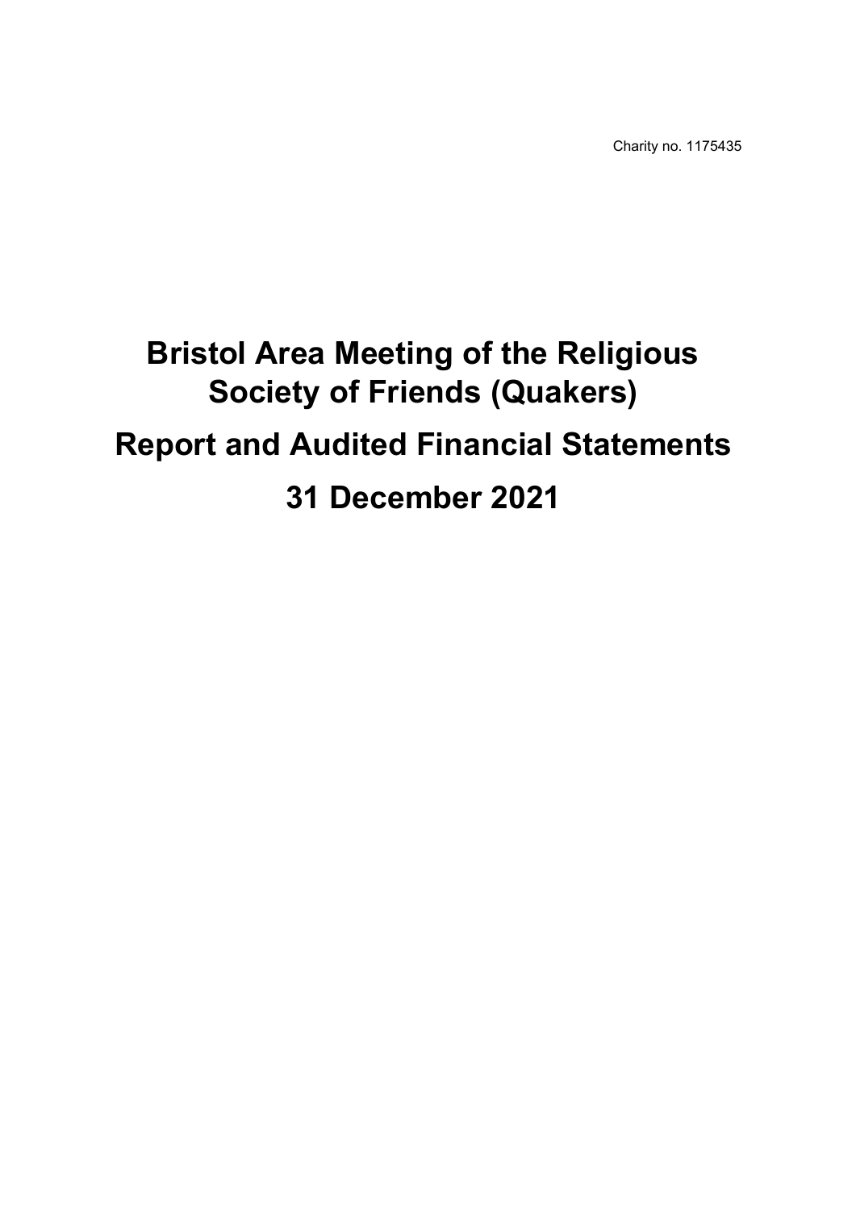Charity no. 1175435

# Bristol Area Meeting of the Religious Society of Friends (Quakers)

# Report and Audited Financial Statements

# 31 December 2021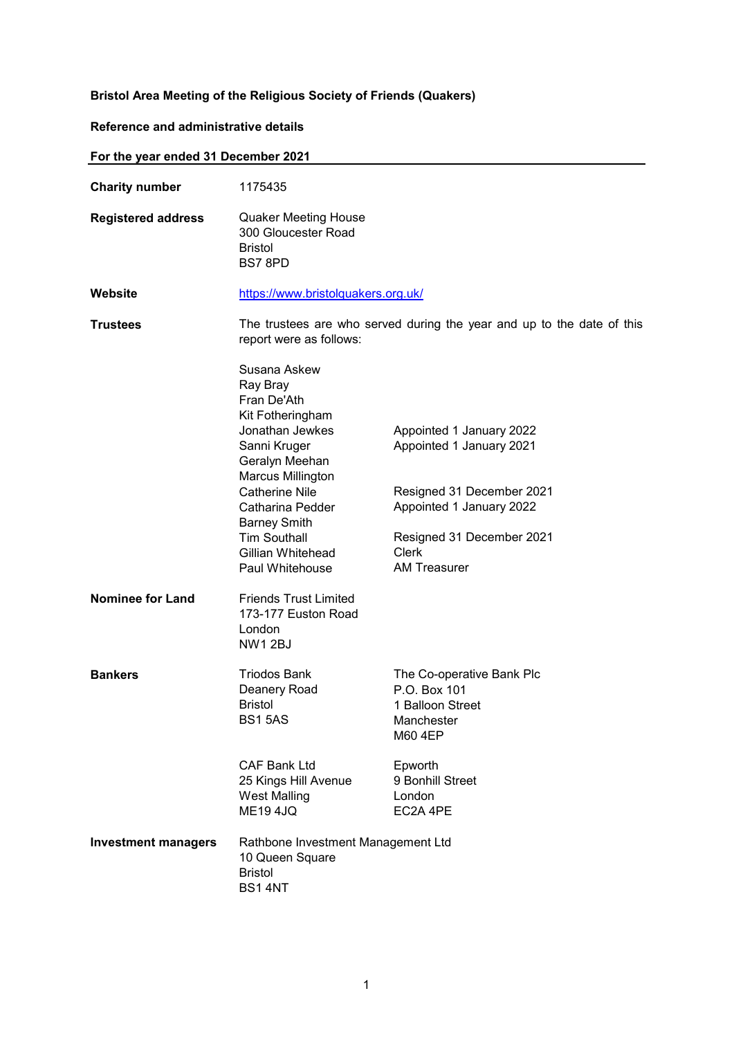**Bristol Area Meeting of the Religious Society of Friends (Quakers)**

**Reference and administrative details**

**For the year ended 31 December 2021**

| | | |
|---|---|---|
| **Charity number** | 1175435 | |
| **Registered address** | Quaker Meeting House<br>300 Gloucester Road<br>Bristol<br>BS7 8PD | |
| **Website** | https://www.bristolquakers.org.uk/ | |
| **Trustees** | The trustees are who served during the year and up to the date of this report were as follows: | |
| | Susana Askew | |
| | Ray Bray | |
| | Fran De'Ath | |
| | Kit Fotheringham | |
| | Jonathan Jewkes | Appointed 1 January 2022 |
| | Sanni Kruger | Appointed 1 January 2021 |
| | Geralyn Meehan | |
| | Marcus Millington | |
| | Catherine Nile | Resigned 31 December 2021 |
| | Catharina Pedder | Appointed 1 January 2022 |
| | Barney Smith | |
| | Tim Southall | Resigned 31 December 2021 |
| | Gillian Whitehead | Clerk |
| | Paul Whitehouse | AM Treasurer |
| **Nominee for Land** | Friends Trust Limited<br>173-177 Euston Road<br>London<br>NW1 2BJ | |
| **Bankers** | Triodos Bank<br>Deanery Road<br>Bristol<br>BS1 5AS | The Co-operative Bank Plc<br>P.O. Box 101<br>1 Balloon Street<br>Manchester<br>M60 4EP |
| | CAF Bank Ltd<br>25 Kings Hill Avenue<br>West Malling<br>ME19 4JQ | Epworth<br>9 Bonhill Street<br>London<br>EC2A 4PE |
| **Investment managers** | Rathbone Investment Management Ltd<br>10 Queen Square<br>Bristol<br>BS1 4NT | |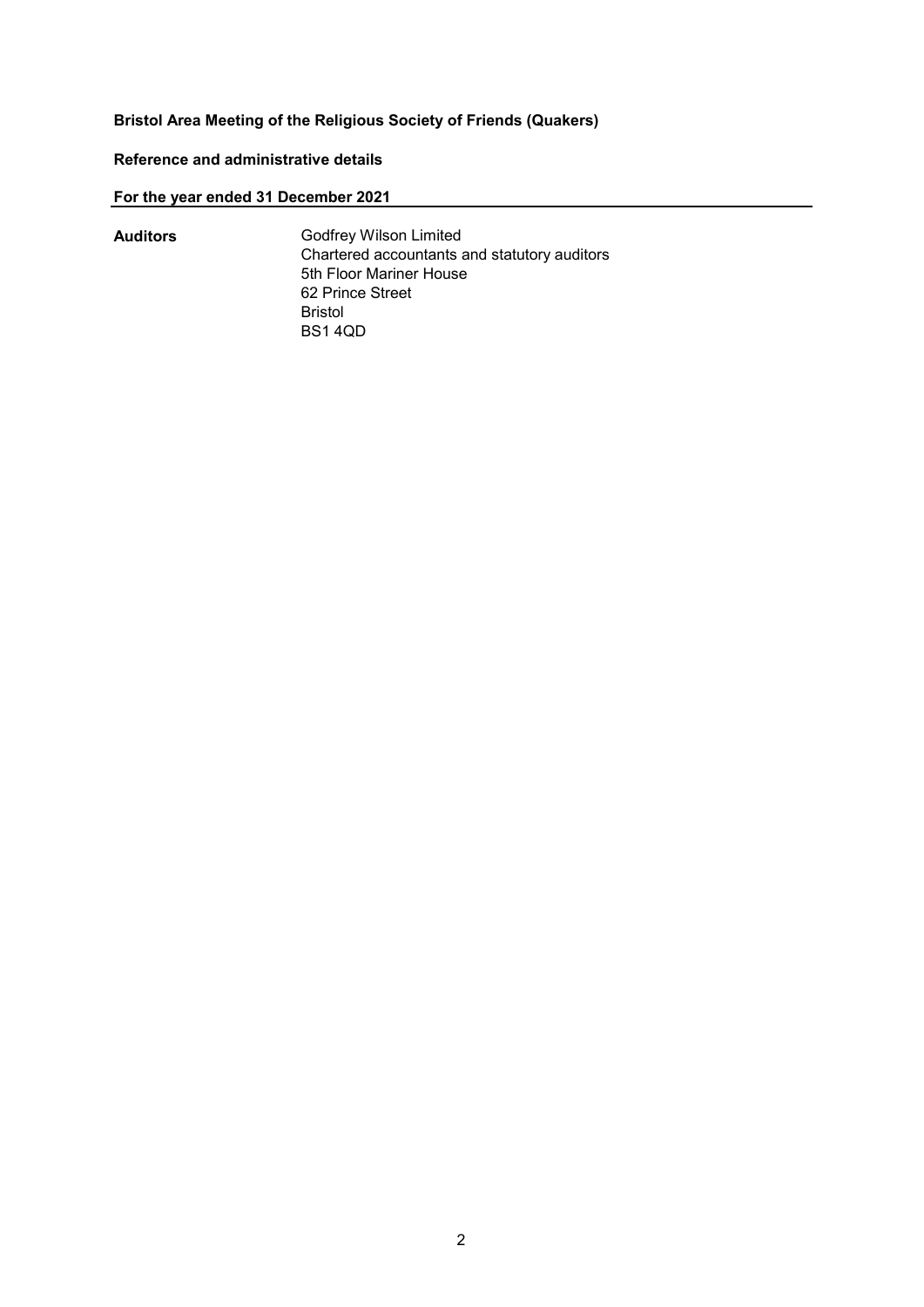**Bristol Area Meeting of the Religious Society of Friends (Quakers)**

**Reference and administrative details**

**For the year ended 31 December 2021**

| | |
|---|---|
| **Auditors** | Godfrey Wilson Limited<br>Chartered accountants and statutory auditors<br>5th Floor Mariner House<br>62 Prince Street<br>Bristol<br>BS1 4QD |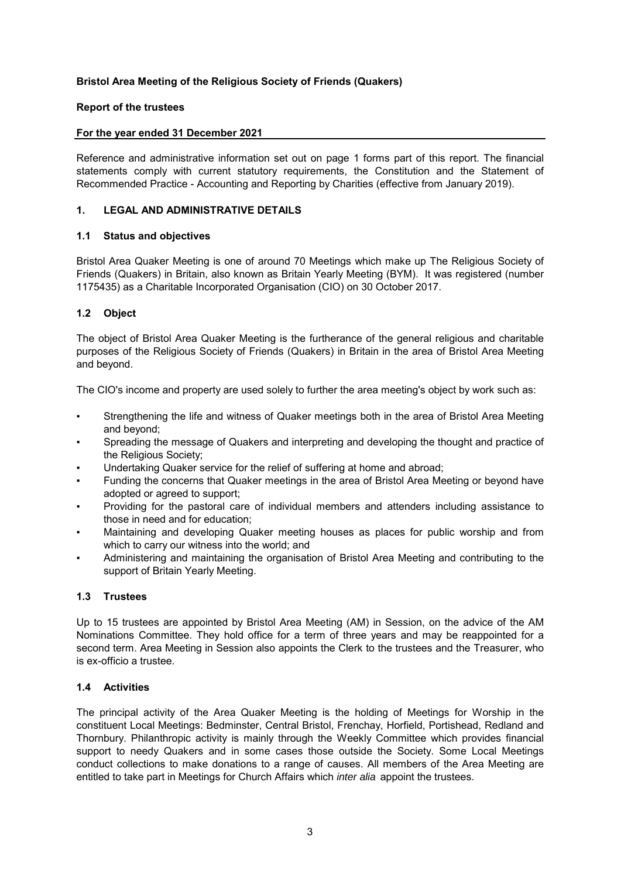**Bristol Area Meeting of the Religious Society of Friends (Quakers)**

**Report of the trustees**

**For the year ended 31 December 2021**

Reference and administrative information set out on page 1 forms part of this report. The financial statements comply with current statutory requirements, the Constitution and the Statement of Recommended Practice - Accounting and Reporting by Charities (effective from January 2019).

## 1. LEGAL AND ADMINISTRATIVE DETAILS

### 1.1 Status and objectives

Bristol Area Quaker Meeting is one of around 70 Meetings which make up The Religious Society of Friends (Quakers) in Britain, also known as Britain Yearly Meeting (BYM). It was registered (number 1175435) as a Charitable Incorporated Organisation (CIO) on 30 October 2017.

### 1.2 Object

The object of Bristol Area Quaker Meeting is the furtherance of the general religious and charitable purposes of the Religious Society of Friends (Quakers) in Britain in the area of Bristol Area Meeting and beyond.

The CIO's income and property are used solely to further the area meeting's object by work such as:

- Strengthening the life and witness of Quaker meetings both in the area of Bristol Area Meeting and beyond;
- Spreading the message of Quakers and interpreting and developing the thought and practice of the Religious Society;
- Undertaking Quaker service for the relief of suffering at home and abroad;
- Funding the concerns that Quaker meetings in the area of Bristol Area Meeting or beyond have adopted or agreed to support;
- Providing for the pastoral care of individual members and attenders including assistance to those in need and for education;
- Maintaining and developing Quaker meeting houses as places for public worship and from which to carry our witness into the world; and
- Administering and maintaining the organisation of Bristol Area Meeting and contributing to the support of Britain Yearly Meeting.

### 1.3 Trustees

Up to 15 trustees are appointed by Bristol Area Meeting (AM) in Session, on the advice of the AM Nominations Committee. They hold office for a term of three years and may be reappointed for a second term. Area Meeting in Session also appoints the Clerk to the trustees and the Treasurer, who is ex-officio a trustee.

### 1.4 Activities

The principal activity of the Area Quaker Meeting is the holding of Meetings for Worship in the constituent Local Meetings: Bedminster, Central Bristol, Frenchay, Horfield, Portishead, Redland and Thornbury. Philanthropic activity is mainly through the Weekly Committee which provides financial support to needy Quakers and in some cases those outside the Society. Some Local Meetings conduct collections to make donations to a range of causes. All members of the Area Meeting are entitled to take part in Meetings for Church Affairs which *inter alia* appoint the trustees.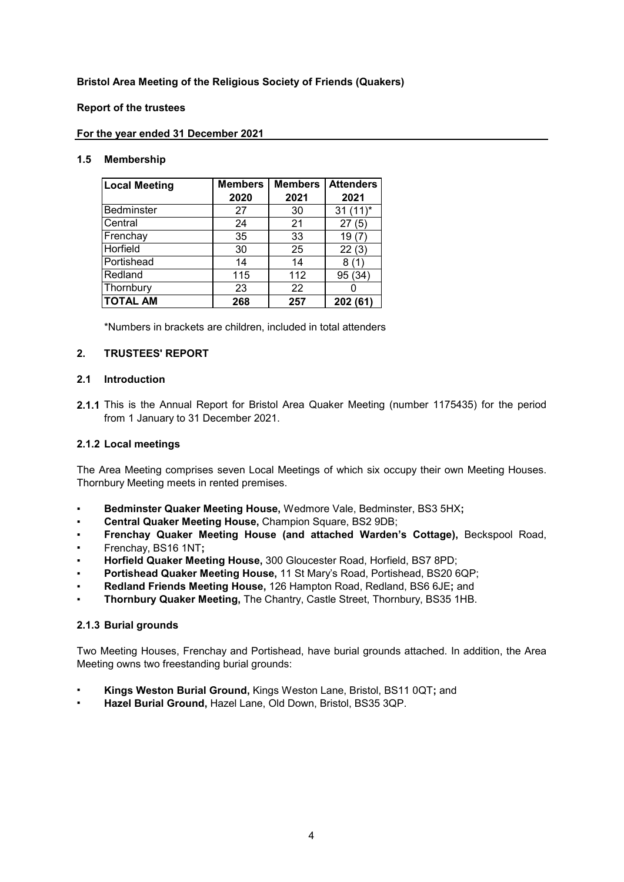**Bristol Area Meeting of the Religious Society of Friends (Quakers)**

**Report of the trustees**

**For the year ended 31 December 2021**

### 1.5 Membership

| Local Meeting | Members 2020 | Members 2021 | Attenders 2021 |
|---|---|---|---|
| Bedminster | 27 | 30 | 31 (11)* |
| Central | 24 | 21 | 27 (5) |
| Frenchay | 35 | 33 | 19 (7) |
| Horfield | 30 | 25 | 22 (3) |
| Portishead | 14 | 14 | 8 (1) |
| Redland | 115 | 112 | 95 (34) |
| Thornbury | 23 | 22 | 0 |
| **TOTAL AM** | **268** | **257** | **202 (61)** |

*Numbers in brackets are children, included in total attenders

## 2. TRUSTEES' REPORT

### 2.1 Introduction

**2.1.1** This is the Annual Report for Bristol Area Quaker Meeting (number 1175435) for the period from 1 January to 31 December 2021.

### 2.1.2 Local meetings

The Area Meeting comprises seven Local Meetings of which six occupy their own Meeting Houses. Thornbury Meeting meets in rented premises.

- **Bedminster Quaker Meeting House,** Wedmore Vale, Bedminster, BS3 5HX**;**
- **Central Quaker Meeting House,** Champion Square, BS2 9DB;
- **Frenchay Quaker Meeting House (and attached Warden's Cottage),** Beckspool Road, Frenchay, BS16 1NT**;**
- **Horfield Quaker Meeting House,** 300 Gloucester Road, Horfield, BS7 8PD;
- **Portishead Quaker Meeting House,** 11 St Mary's Road, Portishead, BS20 6QP;
- **Redland Friends Meeting House,** 126 Hampton Road, Redland, BS6 6JE**;** and
- **Thornbury Quaker Meeting,** The Chantry, Castle Street, Thornbury, BS35 1HB.

### 2.1.3 Burial grounds

Two Meeting Houses, Frenchay and Portishead, have burial grounds attached. In addition, the Area Meeting owns two freestanding burial grounds:

- **Kings Weston Burial Ground,** Kings Weston Lane, Bristol, BS11 0QT**;** and
- **Hazel Burial Ground,** Hazel Lane, Old Down, Bristol, BS35 3QP.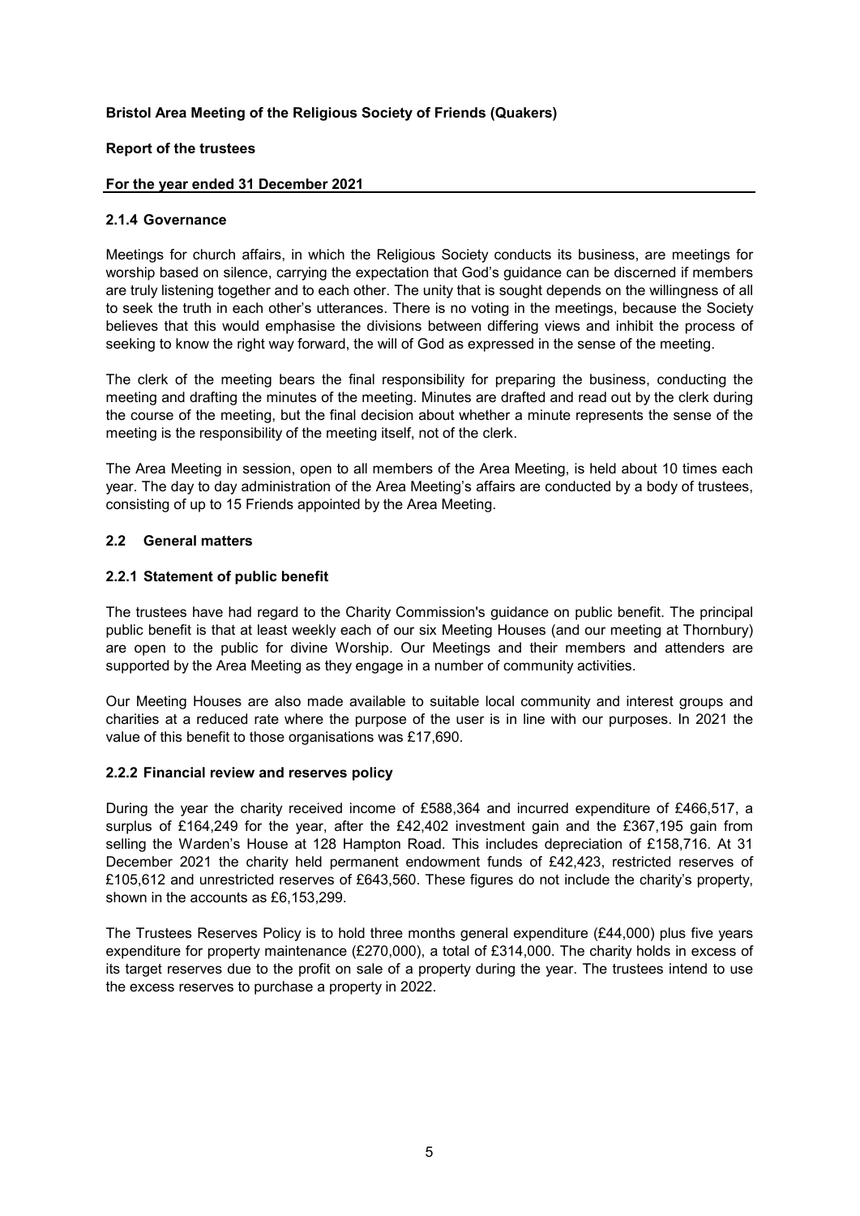**Bristol Area Meeting of the Religious Society of Friends (Quakers)**

**Report of the trustees**

**For the year ended 31 December 2021**

#### 2.1.4 Governance

Meetings for church affairs, in which the Religious Society conducts its business, are meetings for worship based on silence, carrying the expectation that God's guidance can be discerned if members are truly listening together and to each other. The unity that is sought depends on the willingness of all to seek the truth in each other's utterances. There is no voting in the meetings, because the Society believes that this would emphasise the divisions between differing views and inhibit the process of seeking to know the right way forward, the will of God as expressed in the sense of the meeting.

The clerk of the meeting bears the final responsibility for preparing the business, conducting the meeting and drafting the minutes of the meeting. Minutes are drafted and read out by the clerk during the course of the meeting, but the final decision about whether a minute represents the sense of the meeting is the responsibility of the meeting itself, not of the clerk.

The Area Meeting in session, open to all members of the Area Meeting, is held about 10 times each year. The day to day administration of the Area Meeting's affairs are conducted by a body of trustees, consisting of up to 15 Friends appointed by the Area Meeting.

### 2.2 General matters

#### 2.2.1 Statement of public benefit

The trustees have had regard to the Charity Commission's guidance on public benefit. The principal public benefit is that at least weekly each of our six Meeting Houses (and our meeting at Thornbury) are open to the public for divine Worship. Our Meetings and their members and attenders are supported by the Area Meeting as they engage in a number of community activities.

Our Meeting Houses are also made available to suitable local community and interest groups and charities at a reduced rate where the purpose of the user is in line with our purposes. In 2021 the value of this benefit to those organisations was £17,690.

#### 2.2.2 Financial review and reserves policy

During the year the charity received income of £588,364 and incurred expenditure of £466,517, a surplus of £164,249 for the year, after the £42,402 investment gain and the £367,195 gain from selling the Warden's House at 128 Hampton Road. This includes depreciation of £158,716. At 31 December 2021 the charity held permanent endowment funds of £42,423, restricted reserves of £105,612 and unrestricted reserves of £643,560. These figures do not include the charity's property, shown in the accounts as £6,153,299.

The Trustees Reserves Policy is to hold three months general expenditure (£44,000) plus five years expenditure for property maintenance (£270,000), a total of £314,000. The charity holds in excess of its target reserves due to the profit on sale of a property during the year. The trustees intend to use the excess reserves to purchase a property in 2022.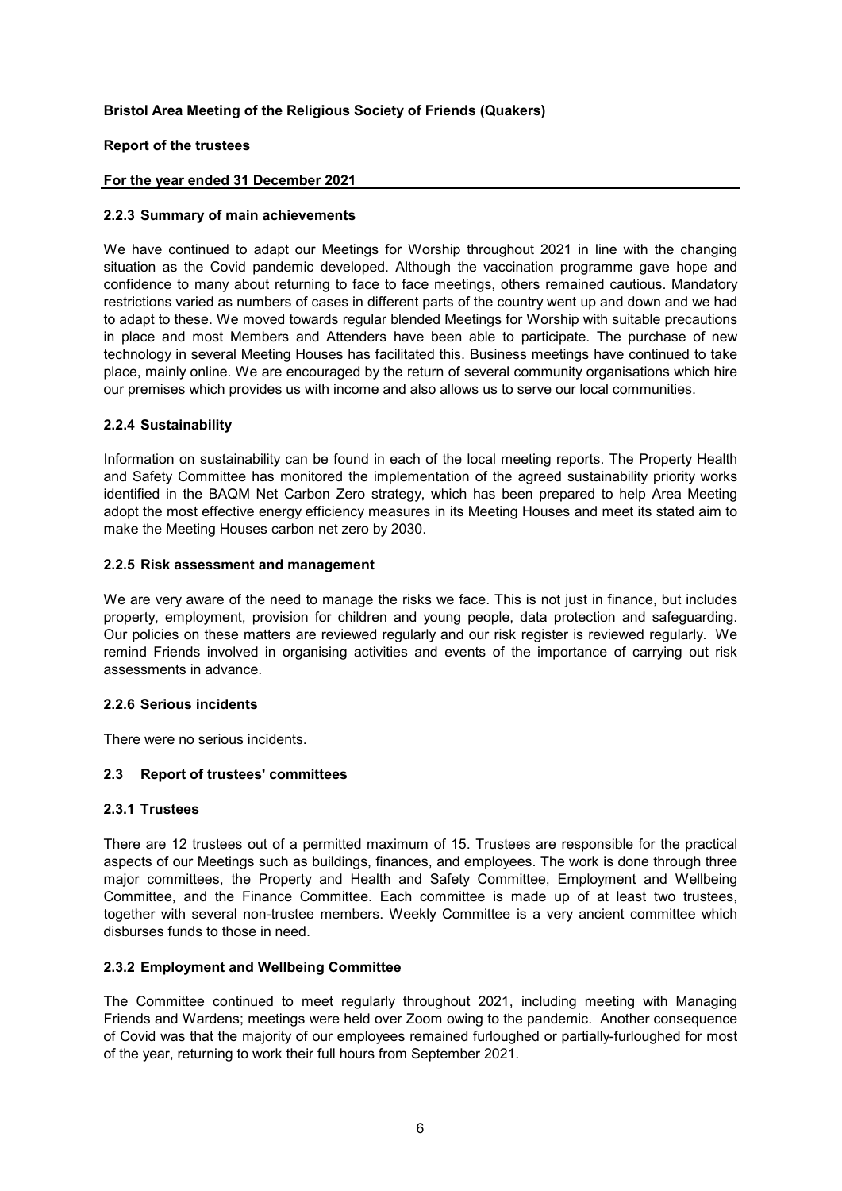**Bristol Area Meeting of the Religious Society of Friends (Quakers)**

**Report of the trustees**

**For the year ended 31 December 2021**

### 2.2.3 Summary of main achievements

We have continued to adapt our Meetings for Worship throughout 2021 in line with the changing situation as the Covid pandemic developed. Although the vaccination programme gave hope and confidence to many about returning to face to face meetings, others remained cautious. Mandatory restrictions varied as numbers of cases in different parts of the country went up and down and we had to adapt to these. We moved towards regular blended Meetings for Worship with suitable precautions in place and most Members and Attenders have been able to participate. The purchase of new technology in several Meeting Houses has facilitated this. Business meetings have continued to take place, mainly online. We are encouraged by the return of several community organisations which hire our premises which provides us with income and also allows us to serve our local communities.

### 2.2.4 Sustainability

Information on sustainability can be found in each of the local meeting reports. The Property Health and Safety Committee has monitored the implementation of the agreed sustainability priority works identified in the BAQM Net Carbon Zero strategy, which has been prepared to help Area Meeting adopt the most effective energy efficiency measures in its Meeting Houses and meet its stated aim to make the Meeting Houses carbon net zero by 2030.

### 2.2.5 Risk assessment and management

We are very aware of the need to manage the risks we face. This is not just in finance, but includes property, employment, provision for children and young people, data protection and safeguarding. Our policies on these matters are reviewed regularly and our risk register is reviewed regularly. We remind Friends involved in organising activities and events of the importance of carrying out risk assessments in advance.

### 2.2.6 Serious incidents

There were no serious incidents.

## 2.3 Report of trustees' committees

### 2.3.1 Trustees

There are 12 trustees out of a permitted maximum of 15. Trustees are responsible for the practical aspects of our Meetings such as buildings, finances, and employees. The work is done through three major committees, the Property and Health and Safety Committee, Employment and Wellbeing Committee, and the Finance Committee. Each committee is made up of at least two trustees, together with several non-trustee members. Weekly Committee is a very ancient committee which disburses funds to those in need.

### 2.3.2 Employment and Wellbeing Committee

The Committee continued to meet regularly throughout 2021, including meeting with Managing Friends and Wardens; meetings were held over Zoom owing to the pandemic. Another consequence of Covid was that the majority of our employees remained furloughed or partially-furloughed for most of the year, returning to work their full hours from September 2021.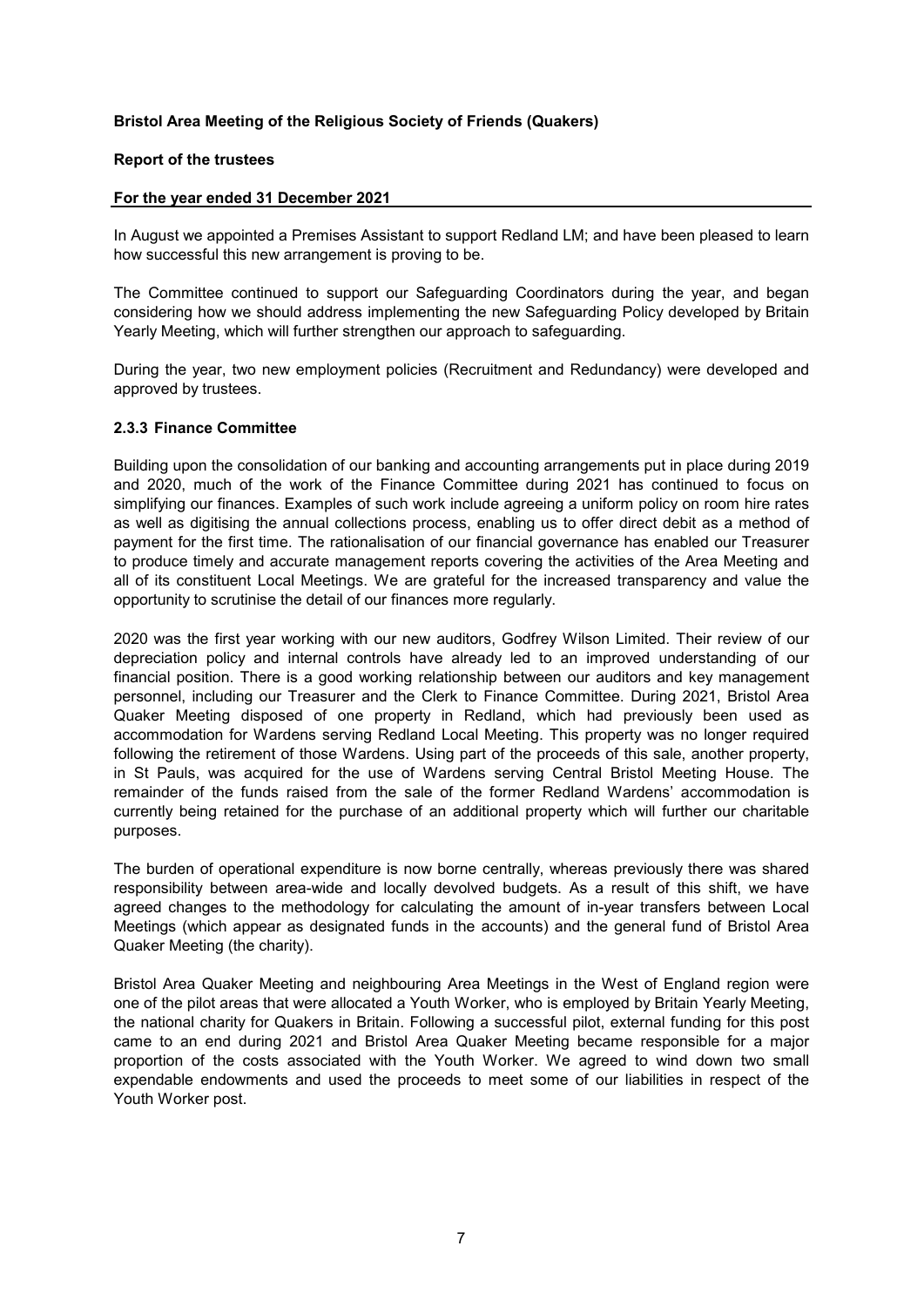In August we appointed a Premises Assistant to support Redland LM; and have been pleased to learn how successful this new arrangement is proving to be.

The Committee continued to support our Safeguarding Coordinators during the year, and began considering how we should address implementing the new Safeguarding Policy developed by Britain Yearly Meeting, which will further strengthen our approach to safeguarding.

During the year, two new employment policies (Recruitment and Redundancy) were developed and approved by trustees.

### 2.3.3 Finance Committee

Building upon the consolidation of our banking and accounting arrangements put in place during 2019 and 2020, much of the work of the Finance Committee during 2021 has continued to focus on simplifying our finances. Examples of such work include agreeing a uniform policy on room hire rates as well as digitising the annual collections process, enabling us to offer direct debit as a method of payment for the first time. The rationalisation of our financial governance has enabled our Treasurer to produce timely and accurate management reports covering the activities of the Area Meeting and all of its constituent Local Meetings. We are grateful for the increased transparency and value the opportunity to scrutinise the detail of our finances more regularly.

2020 was the first year working with our new auditors, Godfrey Wilson Limited. Their review of our depreciation policy and internal controls have already led to an improved understanding of our financial position. There is a good working relationship between our auditors and key management personnel, including our Treasurer and the Clerk to Finance Committee. During 2021, Bristol Area Quaker Meeting disposed of one property in Redland, which had previously been used as accommodation for Wardens serving Redland Local Meeting. This property was no longer required following the retirement of those Wardens. Using part of the proceeds of this sale, another property, in St Pauls, was acquired for the use of Wardens serving Central Bristol Meeting House. The remainder of the funds raised from the sale of the former Redland Wardens' accommodation is currently being retained for the purchase of an additional property which will further our charitable purposes.

The burden of operational expenditure is now borne centrally, whereas previously there was shared responsibility between area-wide and locally devolved budgets. As a result of this shift, we have agreed changes to the methodology for calculating the amount of in-year transfers between Local Meetings (which appear as designated funds in the accounts) and the general fund of Bristol Area Quaker Meeting (the charity).

Bristol Area Quaker Meeting and neighbouring Area Meetings in the West of England region were one of the pilot areas that were allocated a Youth Worker, who is employed by Britain Yearly Meeting, the national charity for Quakers in Britain. Following a successful pilot, external funding for this post came to an end during 2021 and Bristol Area Quaker Meeting became responsible for a major proportion of the costs associated with the Youth Worker. We agreed to wind down two small expendable endowments and used the proceeds to meet some of our liabilities in respect of the Youth Worker post.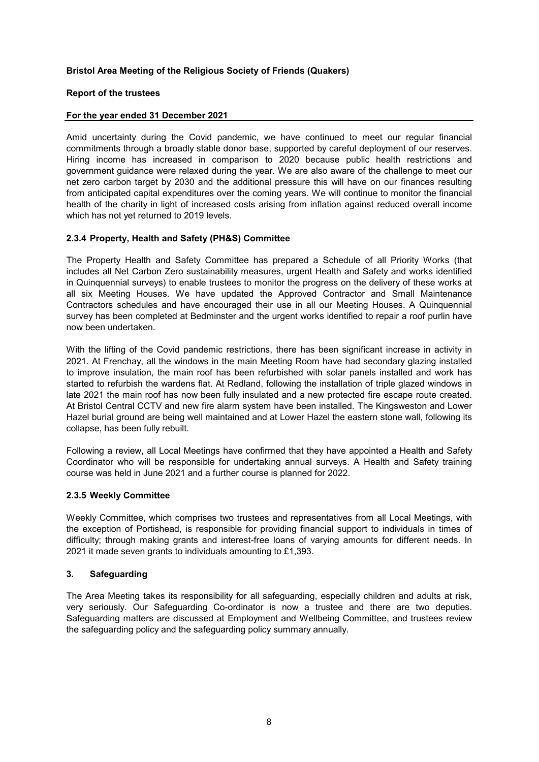**Bristol Area Meeting of the Religious Society of Friends (Quakers)**

**Report of the trustees**

**For the year ended 31 December 2021**

Amid uncertainty during the Covid pandemic, we have continued to meet our regular financial commitments through a broadly stable donor base, supported by careful deployment of our reserves. Hiring income has increased in comparison to 2020 because public health restrictions and government guidance were relaxed during the year. We are also aware of the challenge to meet our net zero carbon target by 2030 and the additional pressure this will have on our finances resulting from anticipated capital expenditures over the coming years. We will continue to monitor the financial health of the charity in light of increased costs arising from inflation against reduced overall income which has not yet returned to 2019 levels.

### 2.3.4 Property, Health and Safety (PH&S) Committee

The Property Health and Safety Committee has prepared a Schedule of all Priority Works (that includes all Net Carbon Zero sustainability measures, urgent Health and Safety and works identified in Quinquennial surveys) to enable trustees to monitor the progress on the delivery of these works at all six Meeting Houses. We have updated the Approved Contractor and Small Maintenance Contractors schedules and have encouraged their use in all our Meeting Houses. A Quinquennial survey has been completed at Bedminster and the urgent works identified to repair a roof purlin have now been undertaken.

With the lifting of the Covid pandemic restrictions, there has been significant increase in activity in 2021. At Frenchay, all the windows in the main Meeting Room have had secondary glazing installed to improve insulation, the main roof has been refurbished with solar panels installed and work has started to refurbish the wardens flat. At Redland, following the installation of triple glazed windows in late 2021 the main roof has now been fully insulated and a new protected fire escape route created. At Bristol Central CCTV and new fire alarm system have been installed. The Kingsweston and Lower Hazel burial ground are being well maintained and at Lower Hazel the eastern stone wall, following its collapse, has been fully rebuilt.

Following a review, all Local Meetings have confirmed that they have appointed a Health and Safety Coordinator who will be responsible for undertaking annual surveys. A Health and Safety training course was held in June 2021 and a further course is planned for 2022.

### 2.3.5 Weekly Committee

Weekly Committee, which comprises two trustees and representatives from all Local Meetings, with the exception of Portishead, is responsible for providing financial support to individuals in times of difficulty; through making grants and interest-free loans of varying amounts for different needs. In 2021 it made seven grants to individuals amounting to £1,393.

## 3. Safeguarding

The Area Meeting takes its responsibility for all safeguarding, especially children and adults at risk, very seriously. Our Safeguarding Co-ordinator is now a trustee and there are two deputies. Safeguarding matters are discussed at Employment and Wellbeing Committee, and trustees review the safeguarding policy and the safeguarding policy summary annually.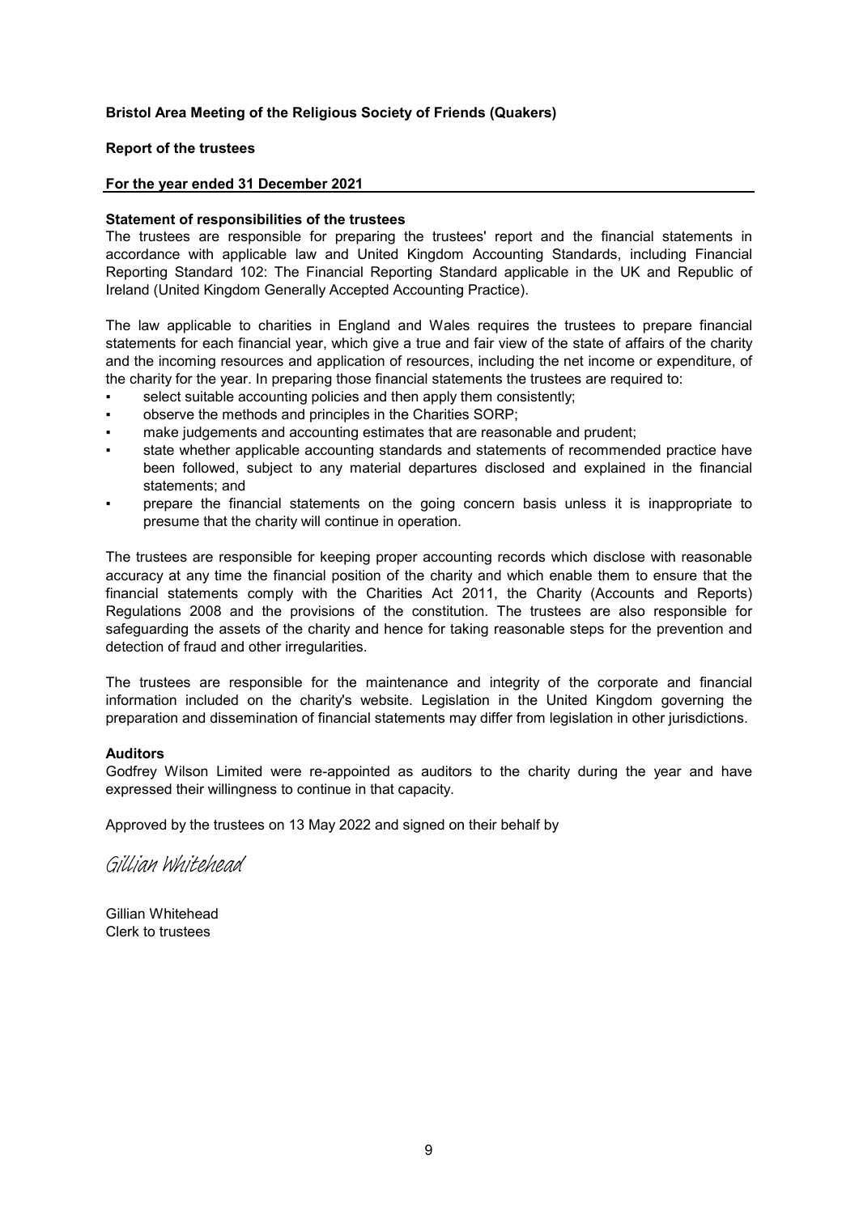**Bristol Area Meeting of the Religious Society of Friends (Quakers)**

**Report of the trustees**

**For the year ended 31 December 2021**

**Statement of responsibilities of the trustees**

The trustees are responsible for preparing the trustees' report and the financial statements in accordance with applicable law and United Kingdom Accounting Standards, including Financial Reporting Standard 102: The Financial Reporting Standard applicable in the UK and Republic of Ireland (United Kingdom Generally Accepted Accounting Practice).

The law applicable to charities in England and Wales requires the trustees to prepare financial statements for each financial year, which give a true and fair view of the state of affairs of the charity and the incoming resources and application of resources, including the net income or expenditure, of the charity for the year. In preparing those financial statements the trustees are required to:

- select suitable accounting policies and then apply them consistently;
- observe the methods and principles in the Charities SORP;
- make judgements and accounting estimates that are reasonable and prudent;
- state whether applicable accounting standards and statements of recommended practice have been followed, subject to any material departures disclosed and explained in the financial statements; and
- prepare the financial statements on the going concern basis unless it is inappropriate to presume that the charity will continue in operation.

The trustees are responsible for keeping proper accounting records which disclose with reasonable accuracy at any time the financial position of the charity and which enable them to ensure that the financial statements comply with the Charities Act 2011, the Charity (Accounts and Reports) Regulations 2008 and the provisions of the constitution. The trustees are also responsible for safeguarding the assets of the charity and hence for taking reasonable steps for the prevention and detection of fraud and other irregularities.

The trustees are responsible for the maintenance and integrity of the corporate and financial information included on the charity's website. Legislation in the United Kingdom governing the preparation and dissemination of financial statements may differ from legislation in other jurisdictions.

**Auditors**

Godfrey Wilson Limited were re-appointed as auditors to the charity during the year and have expressed their willingness to continue in that capacity.

Approved by the trustees on 13 May 2022 and signed on their behalf by

*Gillian Whitehead*

Gillian Whitehead
Clerk to trustees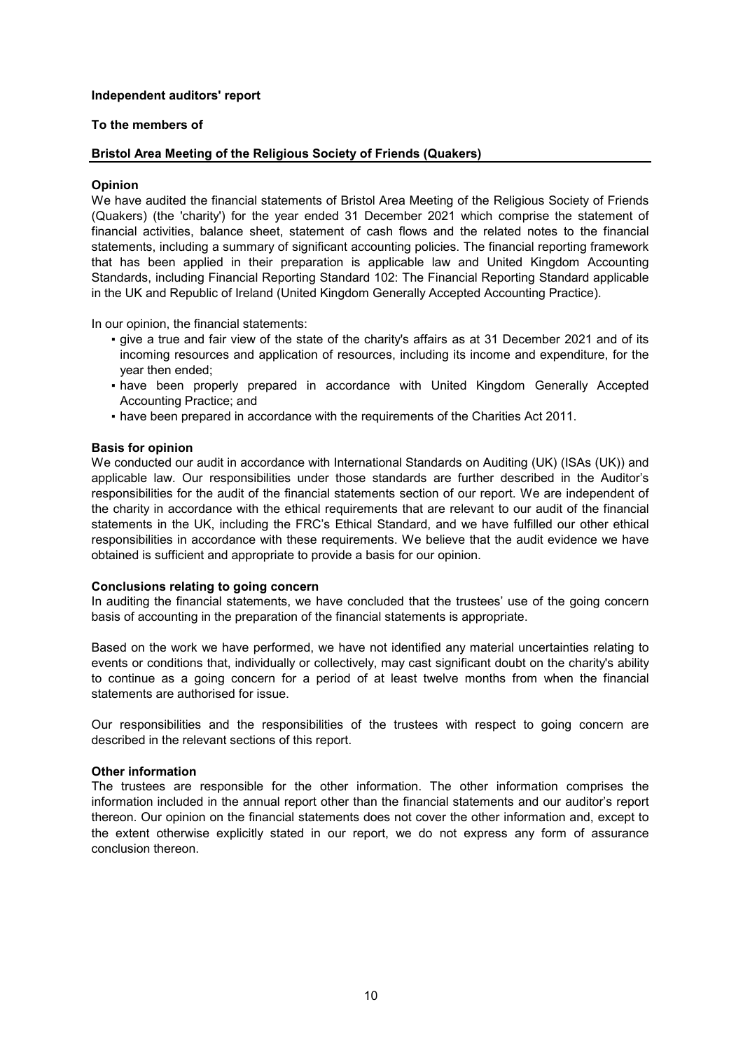**Independent auditors' report**

**To the members of**

**Bristol Area Meeting of the Religious Society of Friends (Quakers)**

**Opinion**

We have audited the financial statements of Bristol Area Meeting of the Religious Society of Friends (Quakers) (the 'charity') for the year ended 31 December 2021 which comprise the statement of financial activities, balance sheet, statement of cash flows and the related notes to the financial statements, including a summary of significant accounting policies. The financial reporting framework that has been applied in their preparation is applicable law and United Kingdom Accounting Standards, including Financial Reporting Standard 102: The Financial Reporting Standard applicable in the UK and Republic of Ireland (United Kingdom Generally Accepted Accounting Practice).

In our opinion, the financial statements:

- give a true and fair view of the state of the charity's affairs as at 31 December 2021 and of its incoming resources and application of resources, including its income and expenditure, for the year then ended;
- have been properly prepared in accordance with United Kingdom Generally Accepted Accounting Practice; and
- have been prepared in accordance with the requirements of the Charities Act 2011.

**Basis for opinion**

We conducted our audit in accordance with International Standards on Auditing (UK) (ISAs (UK)) and applicable law. Our responsibilities under those standards are further described in the Auditor's responsibilities for the audit of the financial statements section of our report. We are independent of the charity in accordance with the ethical requirements that are relevant to our audit of the financial statements in the UK, including the FRC's Ethical Standard, and we have fulfilled our other ethical responsibilities in accordance with these requirements. We believe that the audit evidence we have obtained is sufficient and appropriate to provide a basis for our opinion.

**Conclusions relating to going concern**

In auditing the financial statements, we have concluded that the trustees' use of the going concern basis of accounting in the preparation of the financial statements is appropriate.

Based on the work we have performed, we have not identified any material uncertainties relating to events or conditions that, individually or collectively, may cast significant doubt on the charity's ability to continue as a going concern for a period of at least twelve months from when the financial statements are authorised for issue.

Our responsibilities and the responsibilities of the trustees with respect to going concern are described in the relevant sections of this report.

**Other information**

The trustees are responsible for the other information. The other information comprises the information included in the annual report other than the financial statements and our auditor's report thereon. Our opinion on the financial statements does not cover the other information and, except to the extent otherwise explicitly stated in our report, we do not express any form of assurance conclusion thereon.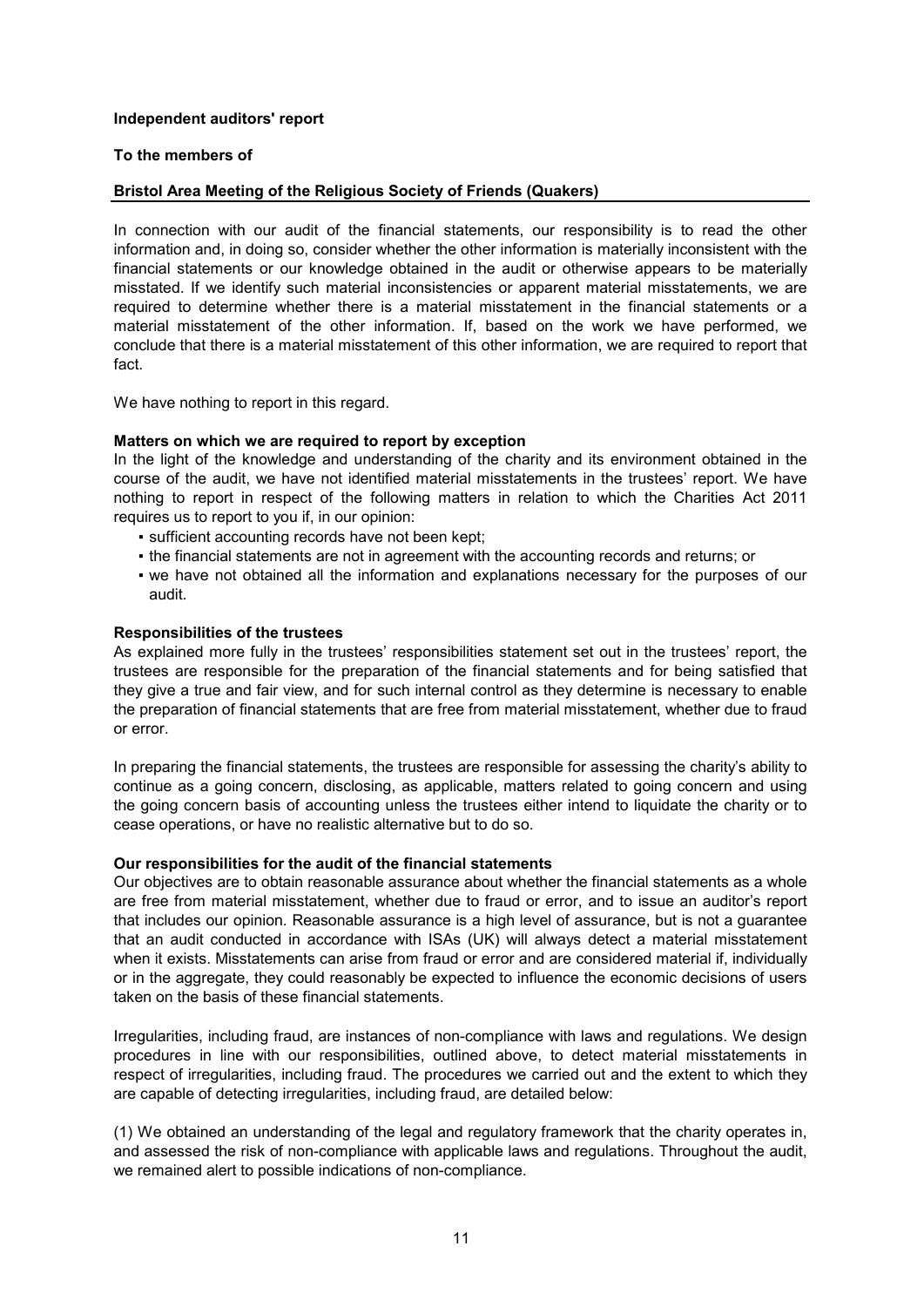**Independent auditors' report**

**To the members of**

**Bristol Area Meeting of the Religious Society of Friends (Quakers)**

In connection with our audit of the financial statements, our responsibility is to read the other information and, in doing so, consider whether the other information is materially inconsistent with the financial statements or our knowledge obtained in the audit or otherwise appears to be materially misstated. If we identify such material inconsistencies or apparent material misstatements, we are required to determine whether there is a material misstatement in the financial statements or a material misstatement of the other information. If, based on the work we have performed, we conclude that there is a material misstatement of this other information, we are required to report that fact.

We have nothing to report in this regard.

**Matters on which we are required to report by exception**

In the light of the knowledge and understanding of the charity and its environment obtained in the course of the audit, we have not identified material misstatements in the trustees' report. We have nothing to report in respect of the following matters in relation to which the Charities Act 2011 requires us to report to you if, in our opinion:

- sufficient accounting records have not been kept;
- the financial statements are not in agreement with the accounting records and returns; or
- we have not obtained all the information and explanations necessary for the purposes of our audit.

**Responsibilities of the trustees**

As explained more fully in the trustees' responsibilities statement set out in the trustees' report, the trustees are responsible for the preparation of the financial statements and for being satisfied that they give a true and fair view, and for such internal control as they determine is necessary to enable the preparation of financial statements that are free from material misstatement, whether due to fraud or error.

In preparing the financial statements, the trustees are responsible for assessing the charity's ability to continue as a going concern, disclosing, as applicable, matters related to going concern and using the going concern basis of accounting unless the trustees either intend to liquidate the charity or to cease operations, or have no realistic alternative but to do so.

**Our responsibilities for the audit of the financial statements**

Our objectives are to obtain reasonable assurance about whether the financial statements as a whole are free from material misstatement, whether due to fraud or error, and to issue an auditor's report that includes our opinion. Reasonable assurance is a high level of assurance, but is not a guarantee that an audit conducted in accordance with ISAs (UK) will always detect a material misstatement when it exists. Misstatements can arise from fraud or error and are considered material if, individually or in the aggregate, they could reasonably be expected to influence the economic decisions of users taken on the basis of these financial statements.

Irregularities, including fraud, are instances of non-compliance with laws and regulations. We design procedures in line with our responsibilities, outlined above, to detect material misstatements in respect of irregularities, including fraud. The procedures we carried out and the extent to which they are capable of detecting irregularities, including fraud, are detailed below:

(1) We obtained an understanding of the legal and regulatory framework that the charity operates in, and assessed the risk of non-compliance with applicable laws and regulations. Throughout the audit, we remained alert to possible indications of non-compliance.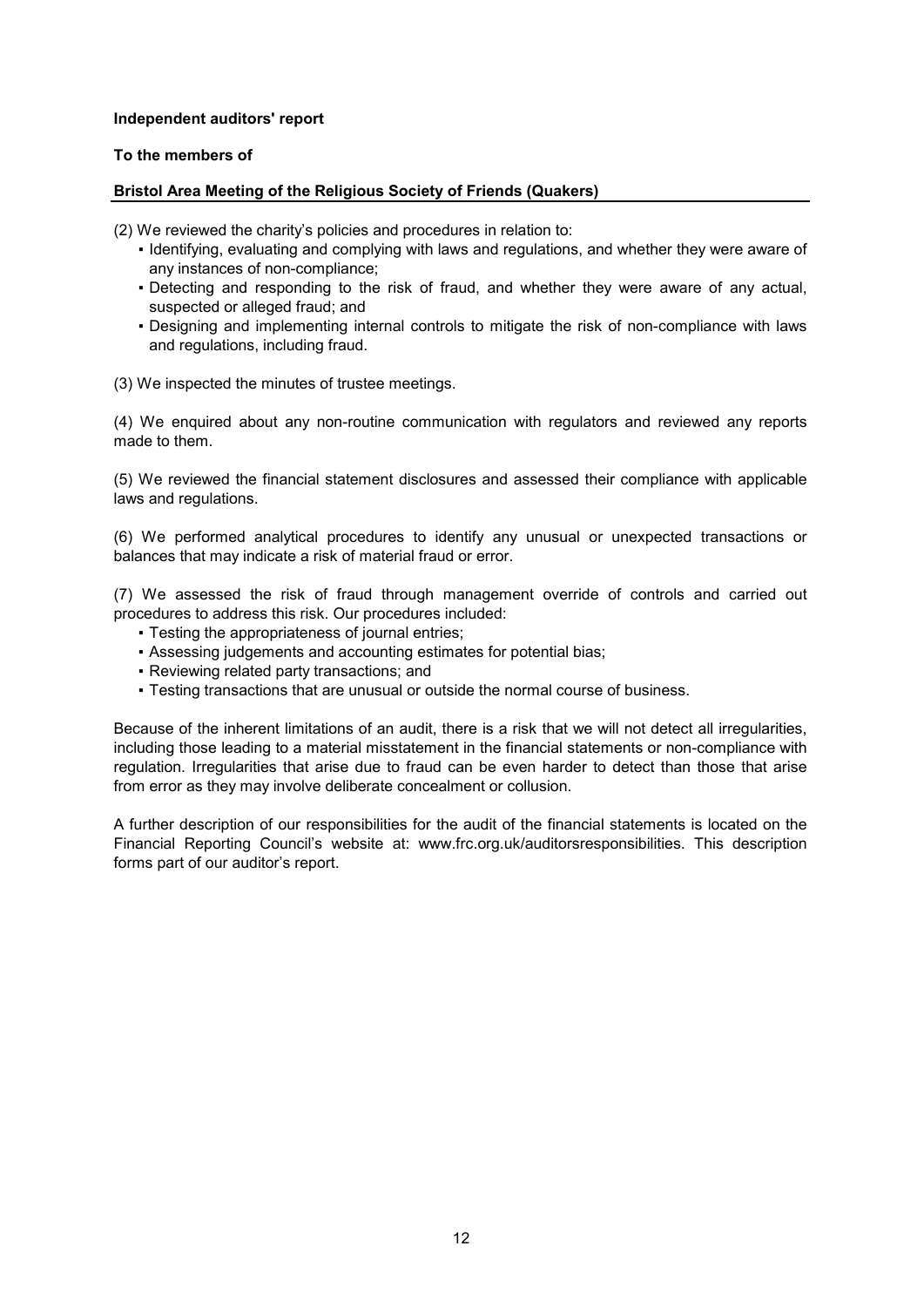**Independent auditors' report**

**To the members of**

**Bristol Area Meeting of the Religious Society of Friends (Quakers)**

(2) We reviewed the charity's policies and procedures in relation to:

- Identifying, evaluating and complying with laws and regulations, and whether they were aware of any instances of non-compliance;
- Detecting and responding to the risk of fraud, and whether they were aware of any actual, suspected or alleged fraud; and
- Designing and implementing internal controls to mitigate the risk of non-compliance with laws and regulations, including fraud.

(3) We inspected the minutes of trustee meetings.

(4) We enquired about any non-routine communication with regulators and reviewed any reports made to them.

(5) We reviewed the financial statement disclosures and assessed their compliance with applicable laws and regulations.

(6) We performed analytical procedures to identify any unusual or unexpected transactions or balances that may indicate a risk of material fraud or error.

(7) We assessed the risk of fraud through management override of controls and carried out procedures to address this risk. Our procedures included:

- Testing the appropriateness of journal entries;
- Assessing judgements and accounting estimates for potential bias;
- Reviewing related party transactions; and
- Testing transactions that are unusual or outside the normal course of business.

Because of the inherent limitations of an audit, there is a risk that we will not detect all irregularities, including those leading to a material misstatement in the financial statements or non-compliance with regulation. Irregularities that arise due to fraud can be even harder to detect than those that arise from error as they may involve deliberate concealment or collusion.

A further description of our responsibilities for the audit of the financial statements is located on the Financial Reporting Council's website at: www.frc.org.uk/auditorsresponsibilities. This description forms part of our auditor's report.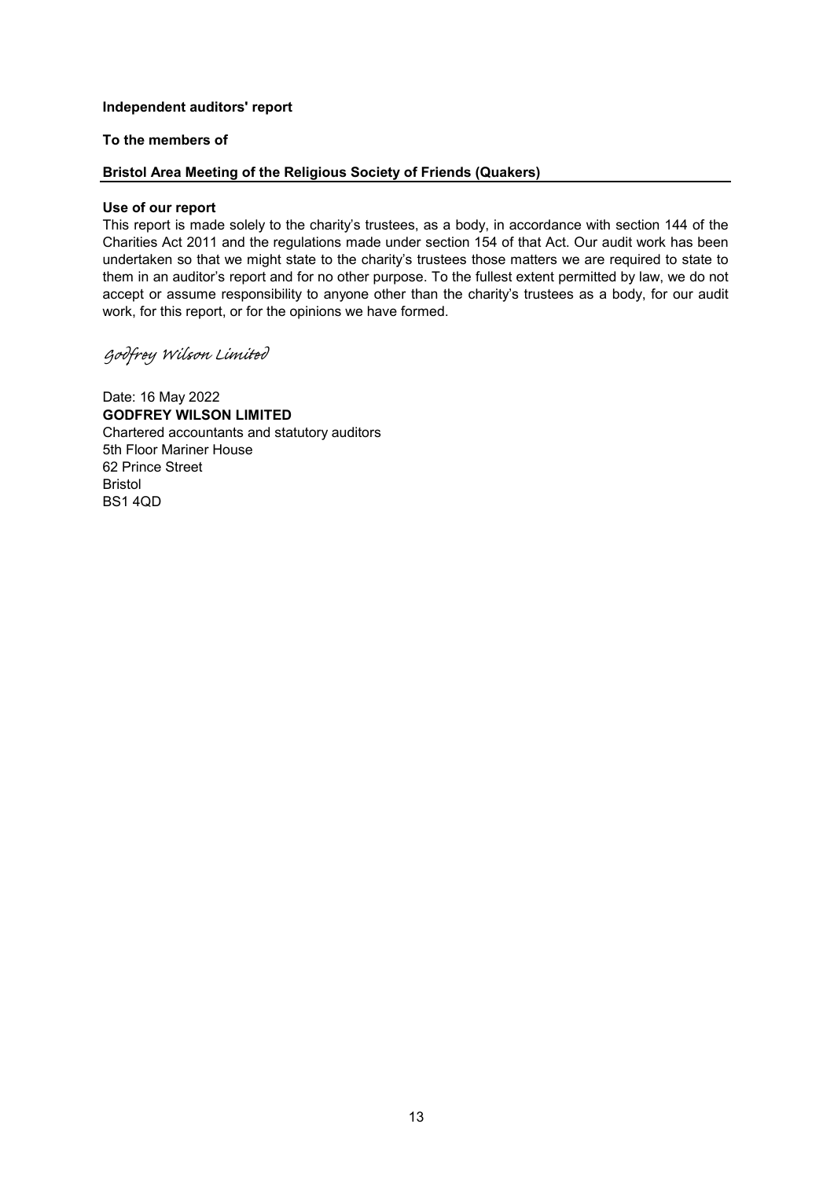**Independent auditors' report**

**To the members of**

**Bristol Area Meeting of the Religious Society of Friends (Quakers)**

**Use of our report**

This report is made solely to the charity's trustees, as a body, in accordance with section 144 of the Charities Act 2011 and the regulations made under section 154 of that Act. Our audit work has been undertaken so that we might state to the charity's trustees those matters we are required to state to them in an auditor's report and for no other purpose. To the fullest extent permitted by law, we do not accept or assume responsibility to anyone other than the charity's trustees as a body, for our audit work, for this report, or for the opinions we have formed.

*Godfrey Wilson Limited*

Date: 16 May 2022
**GODFREY WILSON LIMITED**
Chartered accountants and statutory auditors
5th Floor Mariner House
62 Prince Street
Bristol
BS1 4QD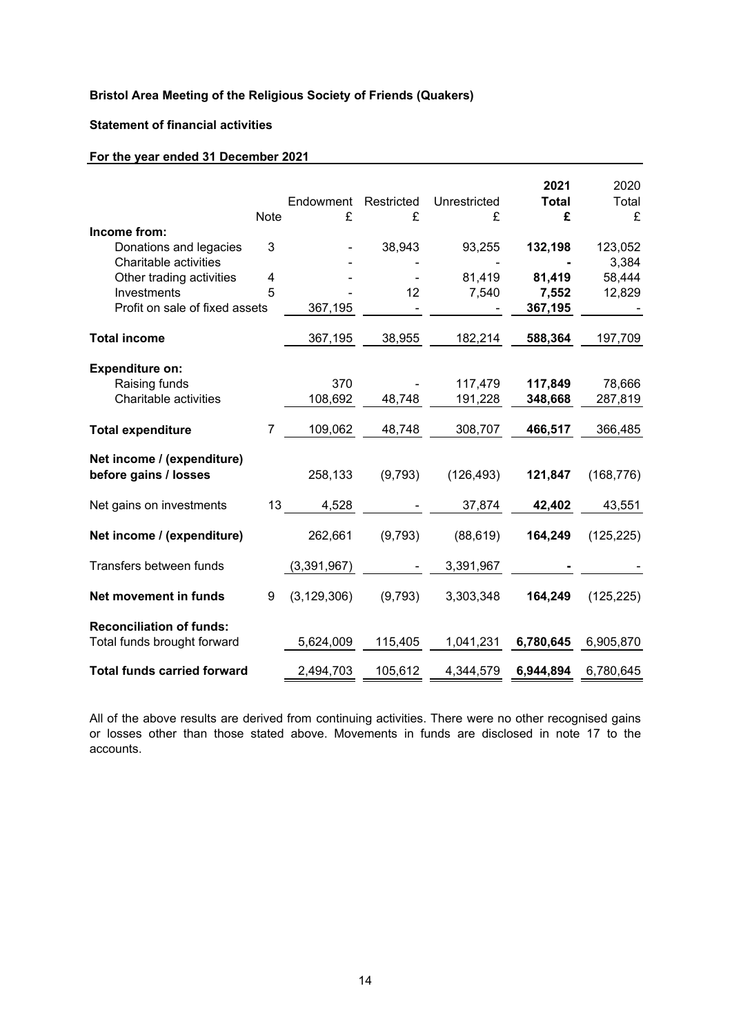**Bristol Area Meeting of the Religious Society of Friends (Quakers)**

**Statement of financial activities**

**For the year ended 31 December 2021**

| | Note | Endowment £ | Restricted £ | Unrestricted £ | **2021 Total £** | 2020 Total £ |
|---|---|---|---|---|---|---|
| **Income from:** | | | | | | |
| Donations and legacies | 3 | - | 38,943 | 93,255 | **132,198** | 123,052 |
| Charitable activities | | - | - | - | **-** | 3,384 |
| Other trading activities | 4 | - | - | 81,419 | **81,419** | 58,444 |
| Investments | 5 | - | 12 | 7,540 | **7,552** | 12,829 |
| Profit on sale of fixed assets | | 367,195 | - | - | **367,195** | - |
| **Total income** | | 367,195 | 38,955 | 182,214 | **588,364** | 197,709 |
| **Expenditure on:** | | | | | | |
| Raising funds | | 370 | - | 117,479 | **117,849** | 78,666 |
| Charitable activities | | 108,692 | 48,748 | 191,228 | **348,668** | 287,819 |
| **Total expenditure** | 7 | 109,062 | 48,748 | 308,707 | **466,517** | 366,485 |
| **Net income / (expenditure) before gains / losses** | | 258,133 | (9,793) | (126,493) | **121,847** | (168,776) |
| Net gains on investments | 13 | 4,528 | - | 37,874 | **42,402** | 43,551 |
| **Net income / (expenditure)** | | 262,661 | (9,793) | (88,619) | **164,249** | (125,225) |
| Transfers between funds | | (3,391,967) | - | 3,391,967 | **-** | - |
| **Net movement in funds** | 9 | (3,129,306) | (9,793) | 3,303,348 | **164,249** | (125,225) |
| **Reconciliation of funds:** | | | | | | |
| Total funds brought forward | | 5,624,009 | 115,405 | 1,041,231 | **6,780,645** | 6,905,870 |
| **Total funds carried forward** | | 2,494,703 | 105,612 | 4,344,579 | **6,944,894** | 6,780,645 |

All of the above results are derived from continuing activities. There were no other recognised gains or losses other than those stated above. Movements in funds are disclosed in note 17 to the accounts.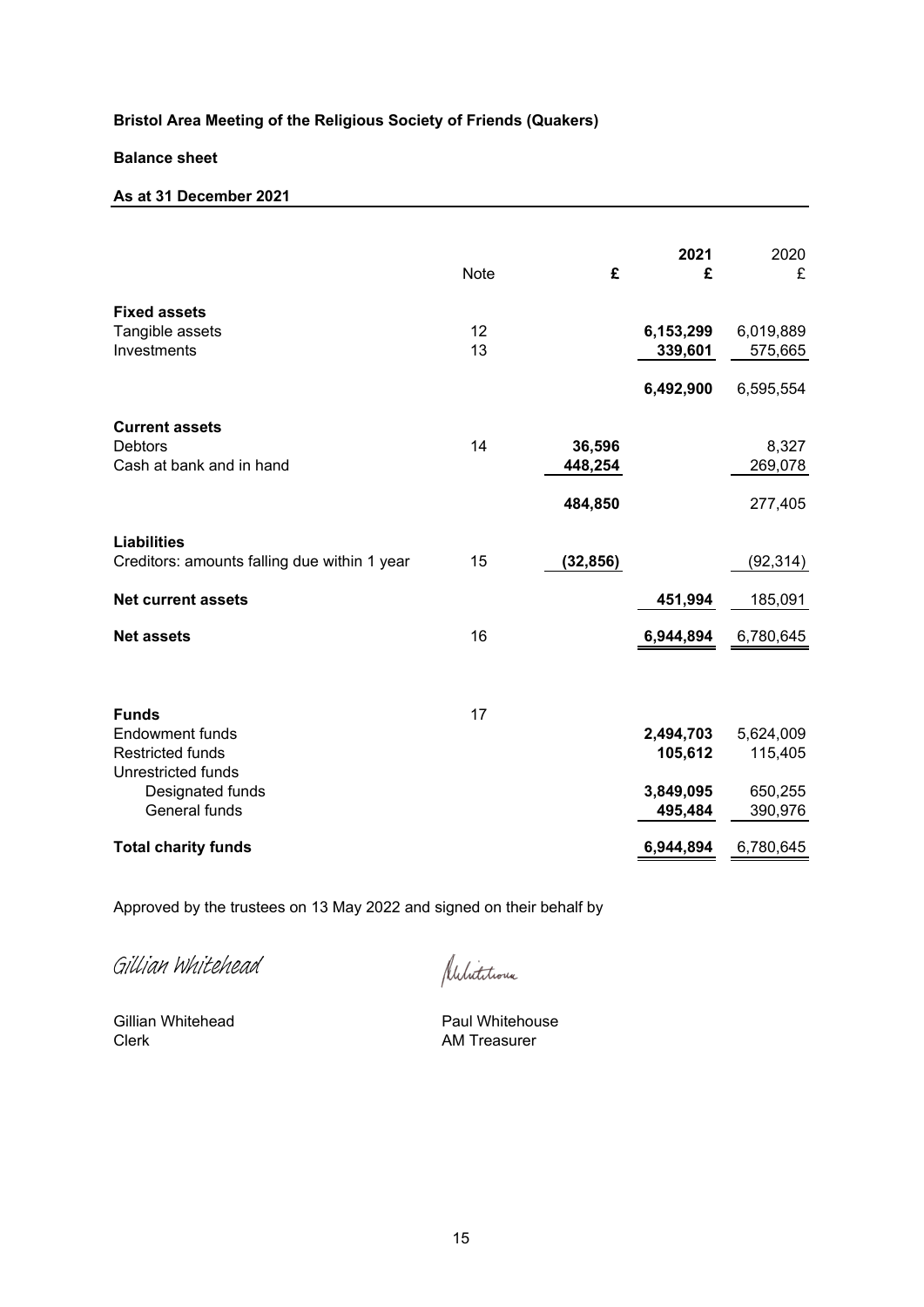**Bristol Area Meeting of the Religious Society of Friends (Quakers)**

**Balance sheet**

**As at 31 December 2021**

| | Note | £ | 2021 £ | 2020 £ |
|---|---|---|---|---|
| **Fixed assets** | | | | |
| Tangible assets | 12 | | **6,153,299** | 6,019,889 |
| Investments | 13 | | **339,601** | 575,665 |
| | | | **6,492,900** | 6,595,554 |
| **Current assets** | | | | |
| Debtors | 14 | **36,596** | | 8,327 |
| Cash at bank and in hand | | **448,254** | | 269,078 |
| | | **484,850** | | 277,405 |
| **Liabilities** | | | | |
| Creditors: amounts falling due within 1 year | 15 | **(32,856)** | | (92,314) |
| **Net current assets** | | | **451,994** | 185,091 |
| **Net assets** | 16 | | **6,944,894** | 6,780,645 |
| **Funds** | 17 | | | |
| Endowment funds | | | **2,494,703** | 5,624,009 |
| Restricted funds | | | **105,612** | 115,405 |
| Unrestricted funds | | | | |
| Designated funds | | | **3,849,095** | 650,255 |
| General funds | | | **495,484** | 390,976 |
| **Total charity funds** | | | **6,944,894** | 6,780,645 |

Approved by the trustees on 13 May 2022 and signed on their behalf by

Gillian Whitehead

Gillian Whitehead
Clerk

Paul Whitehouse
AM Treasurer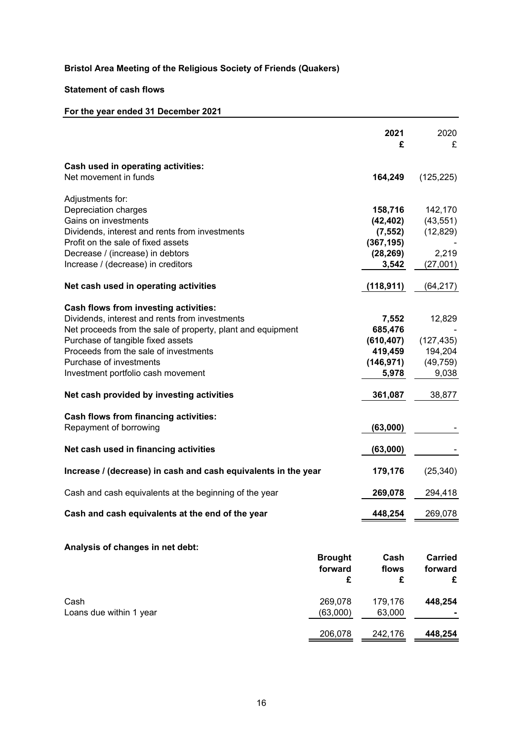**Bristol Area Meeting of the Religious Society of Friends (Quakers)**

**Statement of cash flows**

**For the year ended 31 December 2021**

| | **2021 £** | 2020 £ |
|---|---|---|
| **Cash used in operating activities:** | | |
| Net movement in funds | **164,249** | (125,225) |
| | | |
| Adjustments for: | | |
| Depreciation charges | **158,716** | 142,170 |
| Gains on investments | **(42,402)** | (43,551) |
| Dividends, interest and rents from investments | **(7,552)** | (12,829) |
| Profit on the sale of fixed assets | **(367,195)** | - |
| Decrease / (increase) in debtors | **(28,269)** | 2,219 |
| Increase / (decrease) in creditors | **3,542** | (27,001) |
| **Net cash used in operating activities** | **(118,911)** | (64,217) |
| | | |
| **Cash flows from investing activities:** | | |
| Dividends, interest and rents from investments | **7,552** | 12,829 |
| Net proceeds from the sale of property, plant and equipment | **685,476** | - |
| Purchase of tangible fixed assets | **(610,407)** | (127,435) |
| Proceeds from the sale of investments | **419,459** | 194,204 |
| Purchase of investments | **(146,971)** | (49,759) |
| Investment portfolio cash movement | **5,978** | 9,038 |
| **Net cash provided by investing activities** | **361,087** | 38,877 |
| | | |
| **Cash flows from financing activities:** | | |
| Repayment of borrowing | **(63,000)** | - |
| **Net cash used in financing activities** | **(63,000)** | - |
| | | |
| **Increase / (decrease) in cash and cash equivalents in the year** | **179,176** | (25,340) |
| | | |
| Cash and cash equivalents at the beginning of the year | **269,078** | 294,418 |
| | | |
| **Cash and cash equivalents at the end of the year** | **448,254** | 269,078 |

**Analysis of changes in net debt:**

| | **Brought forward £** | **Cash flows £** | **Carried forward £** |
|---|---|---|---|
| Cash | 269,078 | 179,176 | **448,254** |
| Loans due within 1 year | (63,000) | 63,000 | **-** |
| | 206,078 | 242,176 | **448,254** |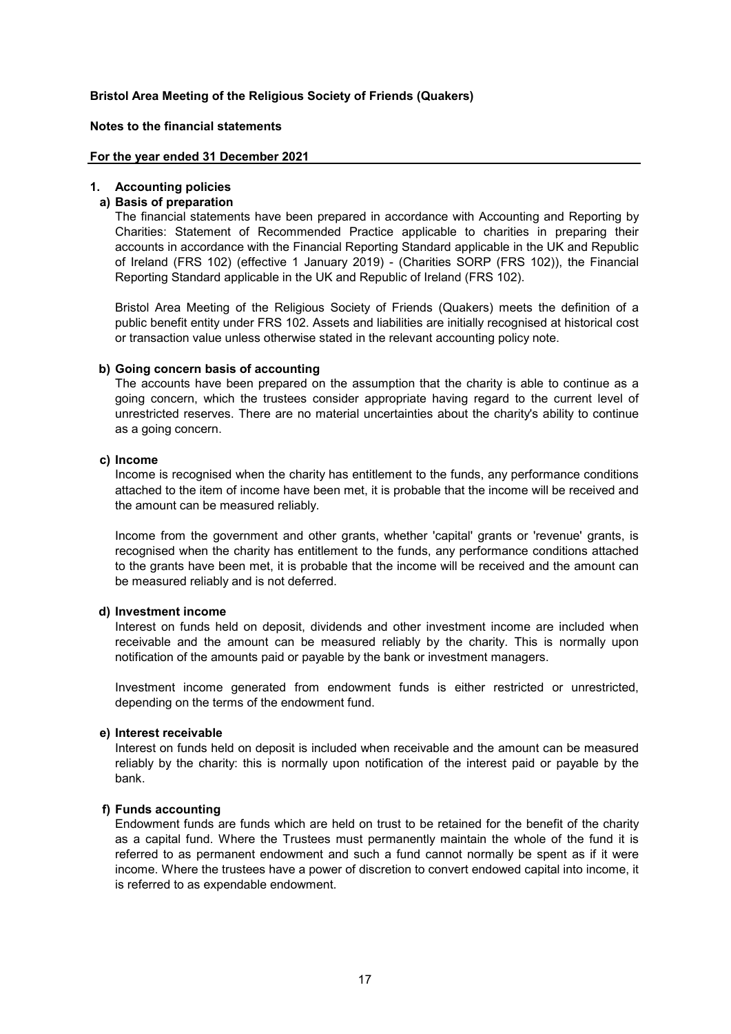**Bristol Area Meeting of the Religious Society of Friends (Quakers)**

**Notes to the financial statements**

**For the year ended 31 December 2021**

## 1. Accounting policies

### a) Basis of preparation

The financial statements have been prepared in accordance with Accounting and Reporting by Charities: Statement of Recommended Practice applicable to charities in preparing their accounts in accordance with the Financial Reporting Standard applicable in the UK and Republic of Ireland (FRS 102) (effective 1 January 2019) - (Charities SORP (FRS 102)), the Financial Reporting Standard applicable in the UK and Republic of Ireland (FRS 102).

Bristol Area Meeting of the Religious Society of Friends (Quakers) meets the definition of a public benefit entity under FRS 102. Assets and liabilities are initially recognised at historical cost or transaction value unless otherwise stated in the relevant accounting policy note.

### b) Going concern basis of accounting

The accounts have been prepared on the assumption that the charity is able to continue as a going concern, which the trustees consider appropriate having regard to the current level of unrestricted reserves. There are no material uncertainties about the charity's ability to continue as a going concern.

### c) Income

Income is recognised when the charity has entitlement to the funds, any performance conditions attached to the item of income have been met, it is probable that the income will be received and the amount can be measured reliably.

Income from the government and other grants, whether 'capital' grants or 'revenue' grants, is recognised when the charity has entitlement to the funds, any performance conditions attached to the grants have been met, it is probable that the income will be received and the amount can be measured reliably and is not deferred.

### d) Investment income

Interest on funds held on deposit, dividends and other investment income are included when receivable and the amount can be measured reliably by the charity. This is normally upon notification of the amounts paid or payable by the bank or investment managers.

Investment income generated from endowment funds is either restricted or unrestricted, depending on the terms of the endowment fund.

### e) Interest receivable

Interest on funds held on deposit is included when receivable and the amount can be measured reliably by the charity: this is normally upon notification of the interest paid or payable by the bank.

### f) Funds accounting

Endowment funds are funds which are held on trust to be retained for the benefit of the charity as a capital fund. Where the Trustees must permanently maintain the whole of the fund it is referred to as permanent endowment and such a fund cannot normally be spent as if it were income. Where the trustees have a power of discretion to convert endowed capital into income, it is referred to as expendable endowment.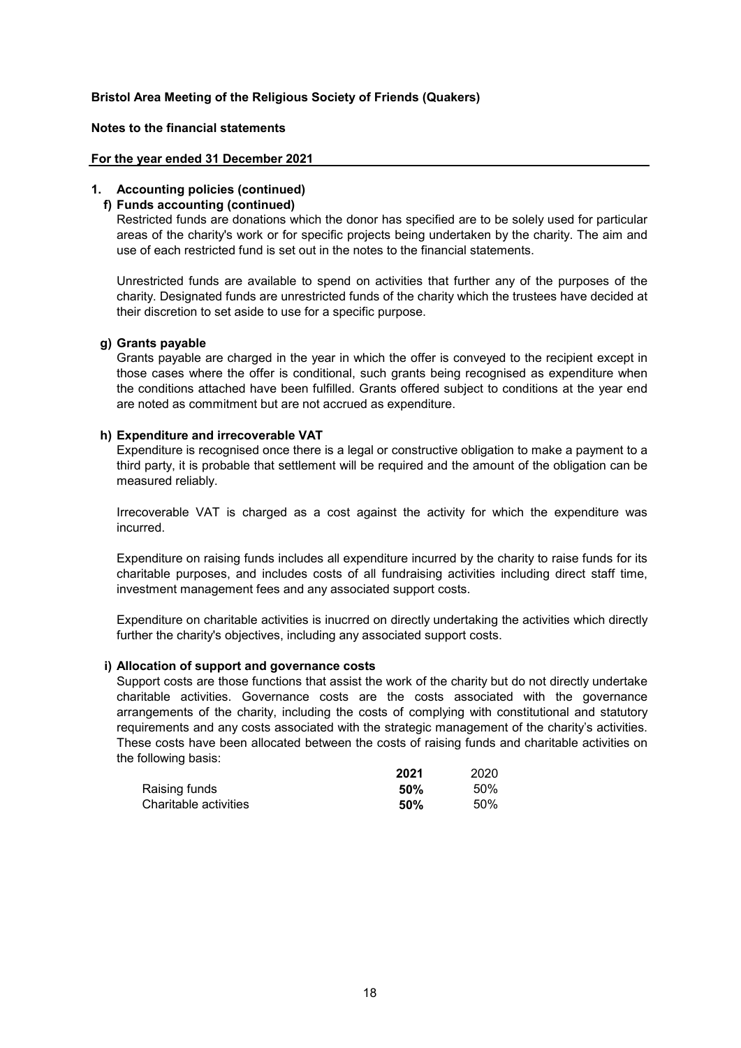## 1. Accounting policies (continued)

### f) Funds accounting (continued)

Restricted funds are donations which the donor has specified are to be solely used for particular areas of the charity's work or for specific projects being undertaken by the charity. The aim and use of each restricted fund is set out in the notes to the financial statements.

Unrestricted funds are available to spend on activities that further any of the purposes of the charity. Designated funds are unrestricted funds of the charity which the trustees have decided at their discretion to set aside to use for a specific purpose.

### g) Grants payable

Grants payable are charged in the year in which the offer is conveyed to the recipient except in those cases where the offer is conditional, such grants being recognised as expenditure when the conditions attached have been fulfilled. Grants offered subject to conditions at the year end are noted as commitment but are not accrued as expenditure.

### h) Expenditure and irrecoverable VAT

Expenditure is recognised once there is a legal or constructive obligation to make a payment to a third party, it is probable that settlement will be required and the amount of the obligation can be measured reliably.

Irrecoverable VAT is charged as a cost against the activity for which the expenditure was incurred.

Expenditure on raising funds includes all expenditure incurred by the charity to raise funds for its charitable purposes, and includes costs of all fundraising activities including direct staff time, investment management fees and any associated support costs.

Expenditure on charitable activities is inucrred on directly undertaking the activities which directly further the charity's objectives, including any associated support costs.

### i) Allocation of support and governance costs

Support costs are those functions that assist the work of the charity but do not directly undertake charitable activities. Governance costs are the costs associated with the governance arrangements of the charity, including the costs of complying with constitutional and statutory requirements and any costs associated with the strategic management of the charity's activities. These costs have been allocated between the costs of raising funds and charitable activities on the following basis:

| | **2021** | 2020 |
|---|---|---|
| Raising funds | **50%** | 50% |
| Charitable activities | **50%** | 50% |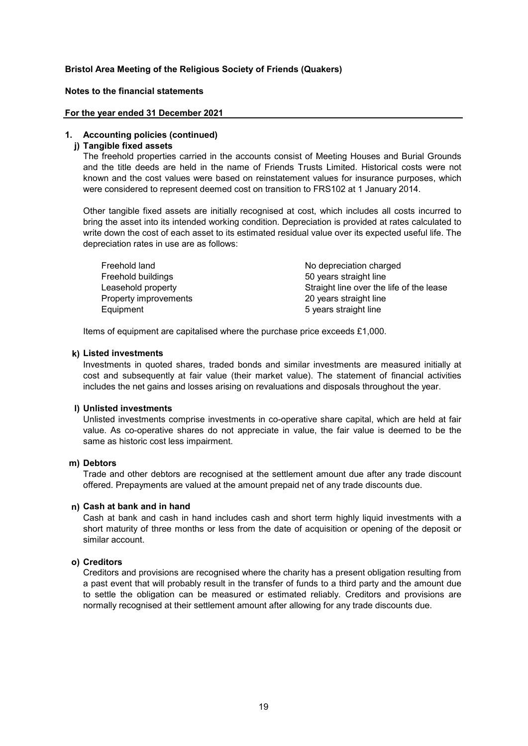**Bristol Area Meeting of the Religious Society of Friends (Quakers)**

**Notes to the financial statements**

**For the year ended 31 December 2021**

**1. Accounting policies (continued)**

**j) Tangible fixed assets**

The freehold properties carried in the accounts consist of Meeting Houses and Burial Grounds and the title deeds are held in the name of Friends Trusts Limited. Historical costs were not known and the cost values were based on reinstatement values for insurance purposes, which were considered to represent deemed cost on transition to FRS102 at 1 January 2014.

Other tangible fixed assets are initially recognised at cost, which includes all costs incurred to bring the asset into its intended working condition. Depreciation is provided at rates calculated to write down the cost of each asset to its estimated residual value over its expected useful life. The depreciation rates in use are as follows:

| | |
|---|---|
| Freehold land | No depreciation charged |
| Freehold buildings | 50 years straight line |
| Leasehold property | Straight line over the life of the lease |
| Property improvements | 20 years straight line |
| Equipment | 5 years straight line |

Items of equipment are capitalised where the purchase price exceeds £1,000.

**k) Listed investments**

Investments in quoted shares, traded bonds and similar investments are measured initially at cost and subsequently at fair value (their market value). The statement of financial activities includes the net gains and losses arising on revaluations and disposals throughout the year.

**l) Unlisted investments**

Unlisted investments comprise investments in co-operative share capital, which are held at fair value. As co-operative shares do not appreciate in value, the fair value is deemed to be the same as historic cost less impairment.

**m) Debtors**

Trade and other debtors are recognised at the settlement amount due after any trade discount offered. Prepayments are valued at the amount prepaid net of any trade discounts due.

**n) Cash at bank and in hand**

Cash at bank and cash in hand includes cash and short term highly liquid investments with a short maturity of three months or less from the date of acquisition or opening of the deposit or similar account.

**o) Creditors**

Creditors and provisions are recognised where the charity has a present obligation resulting from a past event that will probably result in the transfer of funds to a third party and the amount due to settle the obligation can be measured or estimated reliably. Creditors and provisions are normally recognised at their settlement amount after allowing for any trade discounts due.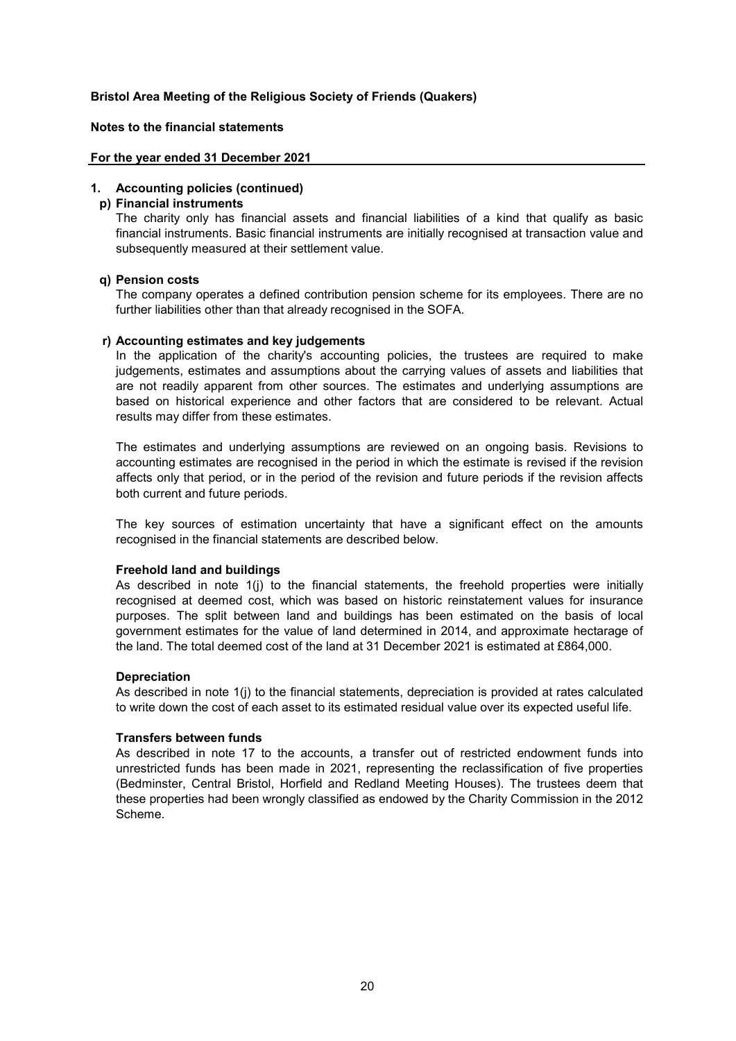**Bristol Area Meeting of the Religious Society of Friends (Quakers)**

**Notes to the financial statements**

**For the year ended 31 December 2021**

## 1. Accounting policies (continued)

### p) Financial instruments

The charity only has financial assets and financial liabilities of a kind that qualify as basic financial instruments. Basic financial instruments are initially recognised at transaction value and subsequently measured at their settlement value.

### q) Pension costs

The company operates a defined contribution pension scheme for its employees. There are no further liabilities other than that already recognised in the SOFA.

### r) Accounting estimates and key judgements

In the application of the charity's accounting policies, the trustees are required to make judgements, estimates and assumptions about the carrying values of assets and liabilities that are not readily apparent from other sources. The estimates and underlying assumptions are based on historical experience and other factors that are considered to be relevant. Actual results may differ from these estimates.

The estimates and underlying assumptions are reviewed on an ongoing basis. Revisions to accounting estimates are recognised in the period in which the estimate is revised if the revision affects only that period, or in the period of the revision and future periods if the revision affects both current and future periods.

The key sources of estimation uncertainty that have a significant effect on the amounts recognised in the financial statements are described below.

**Freehold land and buildings**

As described in note 1(j) to the financial statements, the freehold properties were initially recognised at deemed cost, which was based on historic reinstatement values for insurance purposes. The split between land and buildings has been estimated on the basis of local government estimates for the value of land determined in 2014, and approximate hectarage of the land. The total deemed cost of the land at 31 December 2021 is estimated at £864,000.

**Depreciation**

As described in note 1(j) to the financial statements, depreciation is provided at rates calculated to write down the cost of each asset to its estimated residual value over its expected useful life.

**Transfers between funds**

As described in note 17 to the accounts, a transfer out of restricted endowment funds into unrestricted funds has been made in 2021, representing the reclassification of five properties (Bedminster, Central Bristol, Horfield and Redland Meeting Houses). The trustees deem that these properties had been wrongly classified as endowed by the Charity Commission in the 2012 Scheme.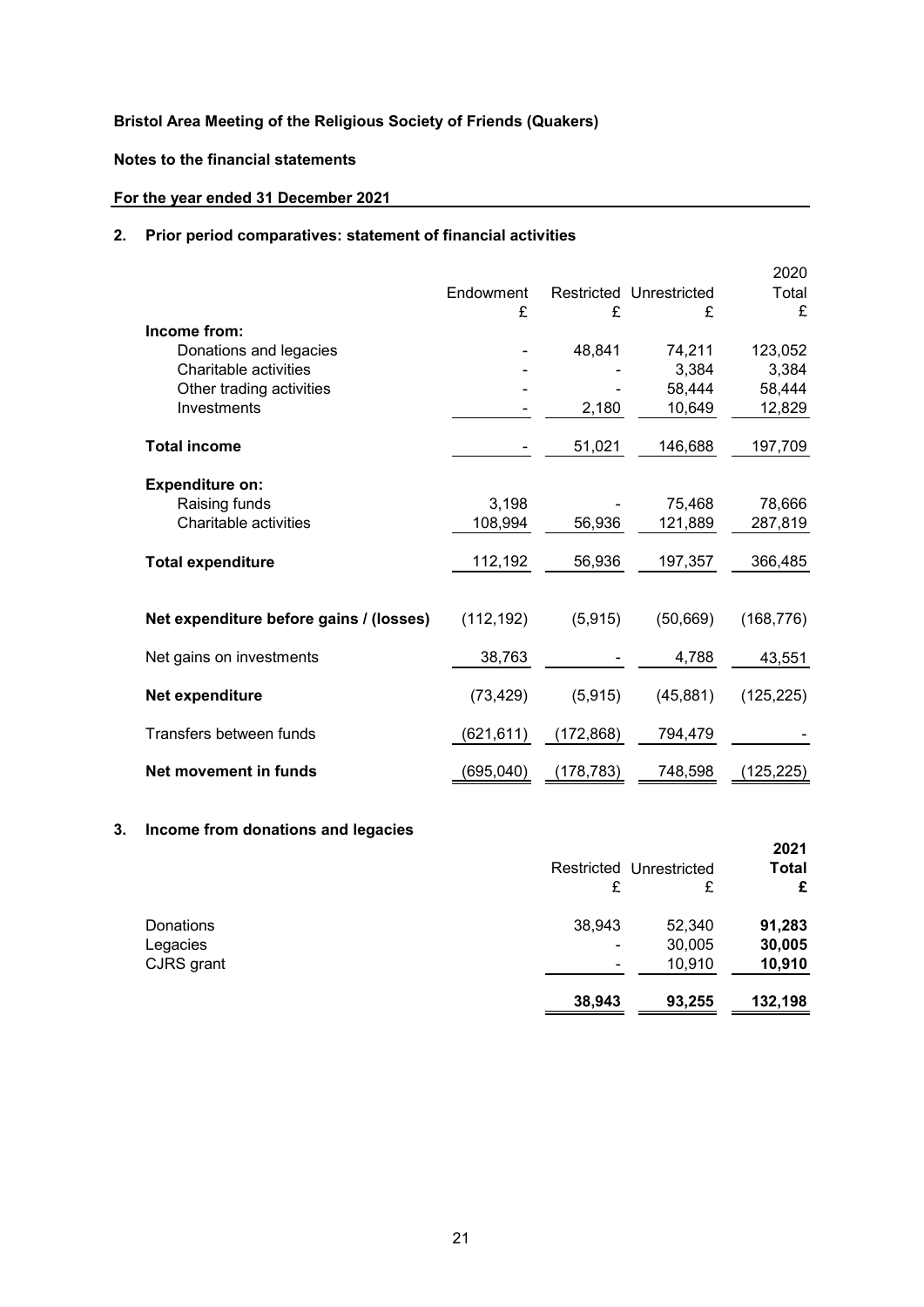**Bristol Area Meeting of the Religious Society of Friends (Quakers)**

**Notes to the financial statements**

**For the year ended 31 December 2021**

## 2. Prior period comparatives: statement of financial activities

| | Endowment £ | Restricted £ | Unrestricted £ | 2020 Total £ |
|---|---|---|---|---|
| **Income from:** | | | | |
| Donations and legacies | - | 48,841 | 74,211 | 123,052 |
| Charitable activities | - | - | 3,384 | 3,384 |
| Other trading activities | - | - | 58,444 | 58,444 |
| Investments | - | 2,180 | 10,649 | 12,829 |
| **Total income** | - | 51,021 | 146,688 | 197,709 |
| **Expenditure on:** | | | | |
| Raising funds | 3,198 | - | 75,468 | 78,666 |
| Charitable activities | 108,994 | 56,936 | 121,889 | 287,819 |
| **Total expenditure** | 112,192 | 56,936 | 197,357 | 366,485 |
| **Net expenditure before gains / (losses)** | (112,192) | (5,915) | (50,669) | (168,776) |
| Net gains on investments | 38,763 | - | 4,788 | 43,551 |
| **Net expenditure** | (73,429) | (5,915) | (45,881) | (125,225) |
| Transfers between funds | (621,611) | (172,868) | 794,479 | - |
| **Net movement in funds** | (695,040) | (178,783) | 748,598 | (125,225) |

## 3. Income from donations and legacies

| | Restricted £ | Unrestricted £ | **2021 Total £** |
|---|---|---|---|
| Donations | 38,943 | 52,340 | **91,283** |
| Legacies | - | 30,005 | **30,005** |
| CJRS grant | - | 10,910 | **10,910** |
| | **38,943** | **93,255** | **132,198** |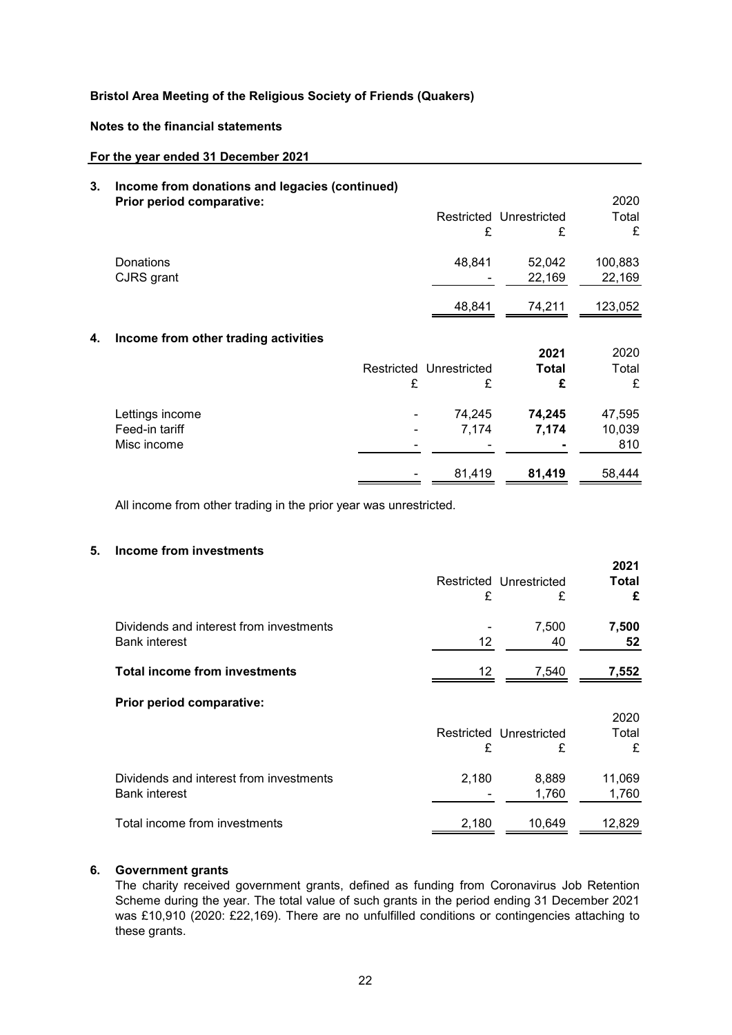**Bristol Area Meeting of the Religious Society of Friends (Quakers)**

**Notes to the financial statements**

**For the year ended 31 December 2021**

## 3. Income from donations and legacies (continued)

**Prior period comparative:**

| | Restricted £ | Unrestricted £ | 2020 Total £ |
|---|---|---|---|
| Donations | 48,841 | 52,042 | 100,883 |
| CJRS grant | - | 22,169 | 22,169 |
| | 48,841 | 74,211 | 123,052 |

## 4. Income from other trading activities

| | Restricted £ | Unrestricted £ | **2021 Total £** | 2020 Total £ |
|---|---|---|---|---|
| Lettings income | - | 74,245 | **74,245** | 47,595 |
| Feed-in tariff | - | 7,174 | **7,174** | 10,039 |
| Misc income | - | - | **-** | 810 |
| | - | 81,419 | **81,419** | 58,444 |

All income from other trading in the prior year was unrestricted.

## 5. Income from investments

| | Restricted £ | Unrestricted £ | **2021 Total £** |
|---|---|---|---|
| Dividends and interest from investments | - | 7,500 | **7,500** |
| Bank interest | 12 | 40 | **52** |
| **Total income from investments** | 12 | 7,540 | **7,552** |

**Prior period comparative:**

| | Restricted £ | Unrestricted £ | 2020 Total £ |
|---|---|---|---|
| Dividends and interest from investments | 2,180 | 8,889 | 11,069 |
| Bank interest | - | 1,760 | 1,760 |
| Total income from investments | 2,180 | 10,649 | 12,829 |

## 6. Government grants

The charity received government grants, defined as funding from Coronavirus Job Retention Scheme during the year. The total value of such grants in the period ending 31 December 2021 was £10,910 (2020: £22,169). There are no unfulfilled conditions or contingencies attaching to these grants.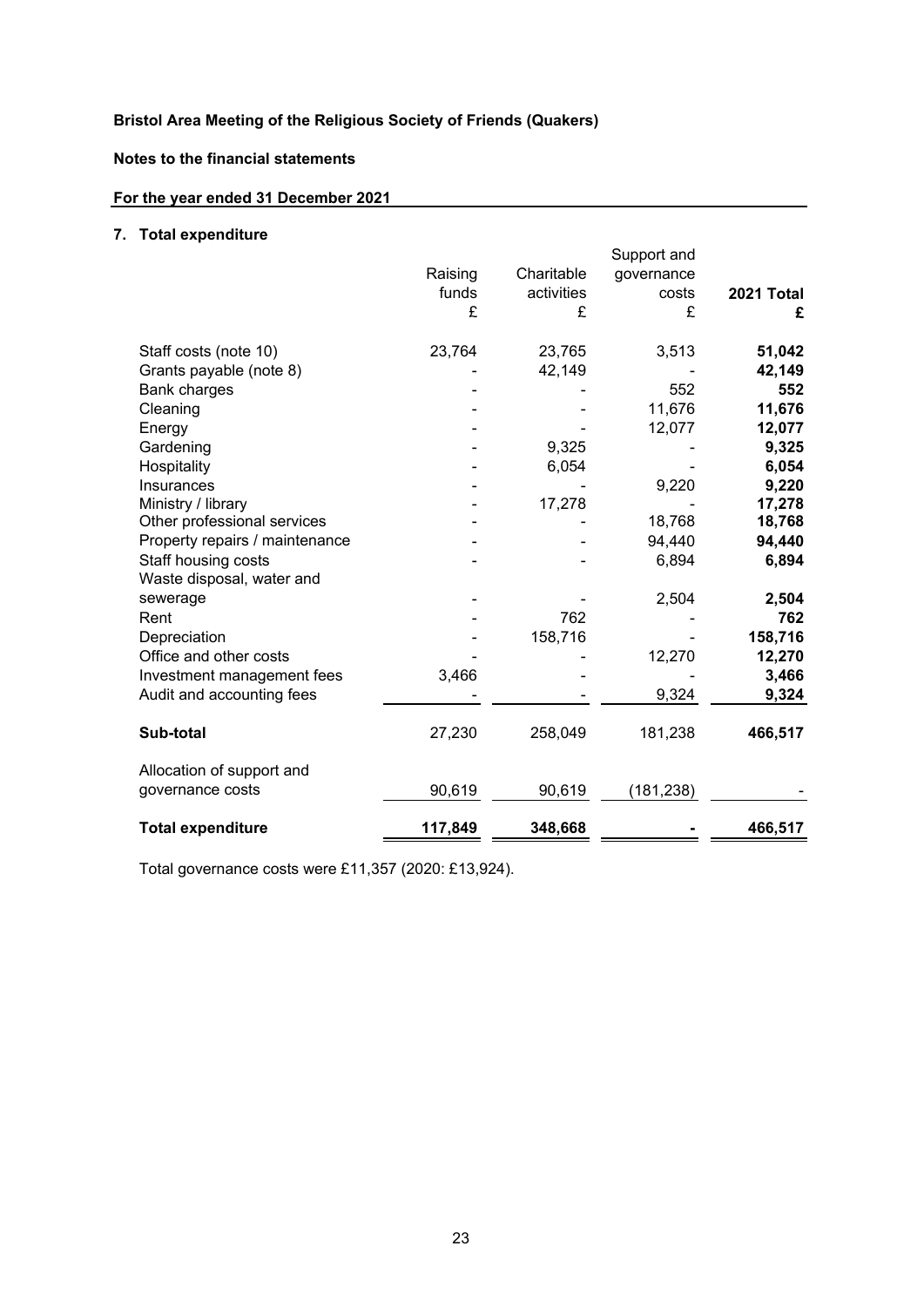**Bristol Area Meeting of the Religious Society of Friends (Quakers)**

**Notes to the financial statements**

**For the year ended 31 December 2021**

## 7. Total expenditure

| | Raising funds £ | Charitable activities £ | Support and governance costs £ | **2021 Total £** |
|---|---|---|---|---|
| Staff costs (note 10) | 23,764 | 23,765 | 3,513 | **51,042** |
| Grants payable (note 8) | - | 42,149 | - | **42,149** |
| Bank charges | - | - | 552 | **552** |
| Cleaning | - | - | 11,676 | **11,676** |
| Energy | - | - | 12,077 | **12,077** |
| Gardening | - | 9,325 | - | **9,325** |
| Hospitality | - | 6,054 | - | **6,054** |
| Insurances | - | - | 9,220 | **9,220** |
| Ministry / library | - | 17,278 | - | **17,278** |
| Other professional services | - | - | 18,768 | **18,768** |
| Property repairs / maintenance | - | - | 94,440 | **94,440** |
| Staff housing costs | - | - | 6,894 | **6,894** |
| Waste disposal, water and sewerage | - | - | 2,504 | **2,504** |
| Rent | - | 762 | - | **762** |
| Depreciation | - | 158,716 | - | **158,716** |
| Office and other costs | - | - | 12,270 | **12,270** |
| Investment management fees | 3,466 | - | - | **3,466** |
| Audit and accounting fees | - | - | 9,324 | **9,324** |
| **Sub-total** | 27,230 | 258,049 | 181,238 | **466,517** |
| Allocation of support and governance costs | 90,619 | 90,619 | (181,238) | - |
| **Total expenditure** | **117,849** | **348,668** | **-** | **466,517** |

Total governance costs were £11,357 (2020: £13,924).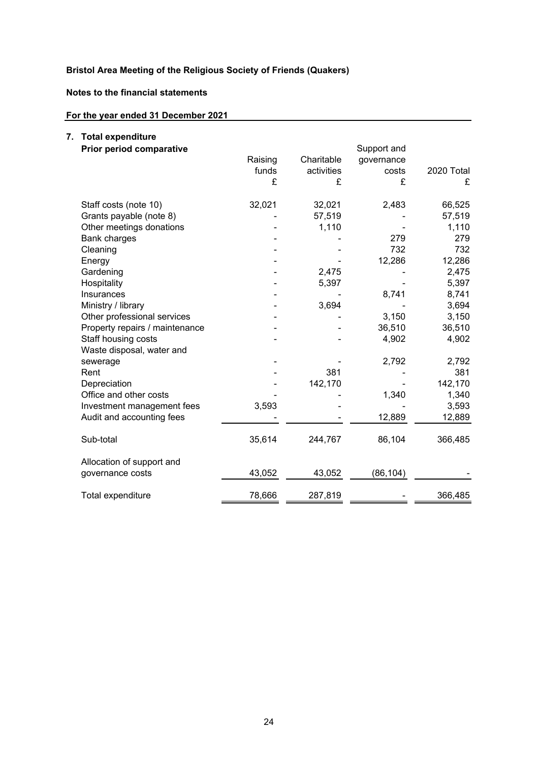**Bristol Area Meeting of the Religious Society of Friends (Quakers)**

**Notes to the financial statements**

**For the year ended 31 December 2021**

## 7. Total expenditure

**Prior period comparative**

| | Raising funds £ | Charitable activities £ | Support and governance costs £ | 2020 Total £ |
|---|---|---|---|---|
| Staff costs (note 10) | 32,021 | 32,021 | 2,483 | 66,525 |
| Grants payable (note 8) | - | 57,519 | - | 57,519 |
| Other meetings donations | - | 1,110 | - | 1,110 |
| Bank charges | - | - | 279 | 279 |
| Cleaning | - | - | 732 | 732 |
| Energy | - | - | 12,286 | 12,286 |
| Gardening | - | 2,475 | - | 2,475 |
| Hospitality | - | 5,397 | - | 5,397 |
| Insurances | - | - | 8,741 | 8,741 |
| Ministry / library | - | 3,694 | - | 3,694 |
| Other professional services | - | - | 3,150 | 3,150 |
| Property repairs / maintenance | - | - | 36,510 | 36,510 |
| Staff housing costs | - | - | 4,902 | 4,902 |
| Waste disposal, water and sewerage | - | - | 2,792 | 2,792 |
| Rent | - | 381 | - | 381 |
| Depreciation | - | 142,170 | - | 142,170 |
| Office and other costs | - | - | 1,340 | 1,340 |
| Investment management fees | 3,593 | - | - | 3,593 |
| Audit and accounting fees | - | - | 12,889 | 12,889 |
| Sub-total | 35,614 | 244,767 | 86,104 | 366,485 |
| Allocation of support and governance costs | 43,052 | 43,052 | (86,104) | - |
| Total expenditure | 78,666 | 287,819 | - | 366,485 |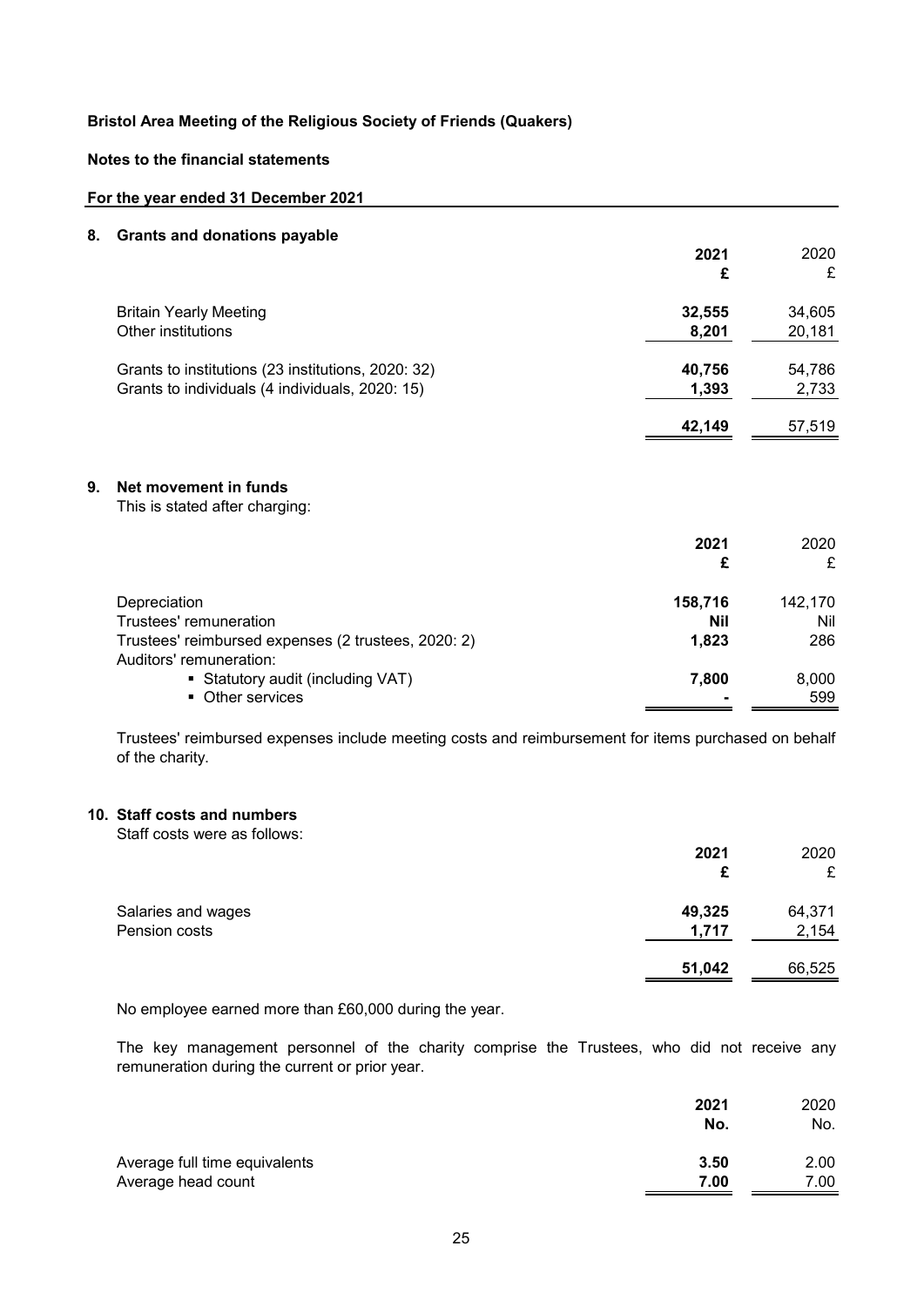**Bristol Area Meeting of the Religious Society of Friends (Quakers)**

**Notes to the financial statements**

**For the year ended 31 December 2021**

## 8. Grants and donations payable

| | 2021 £ | 2020 £ |
|---|---|---|
| Britain Yearly Meeting | **32,555** | 34,605 |
| Other institutions | **8,201** | 20,181 |
| Grants to institutions (23 institutions, 2020: 32) | **40,756** | 54,786 |
| Grants to individuals (4 individuals, 2020: 15) | **1,393** | 2,733 |
| | **42,149** | 57,519 |

## 9. Net movement in funds

This is stated after charging:

| | 2021 £ | 2020 £ |
|---|---|---|
| Depreciation | **158,716** | 142,170 |
| Trustees' remuneration | **Nil** | Nil |
| Trustees' reimbursed expenses (2 trustees, 2020: 2) | **1,823** | 286 |
| Auditors' remuneration: | | |
| ▪ Statutory audit (including VAT) | **7,800** | 8,000 |
| ▪ Other services | **-** | 599 |

Trustees' reimbursed expenses include meeting costs and reimbursement for items purchased on behalf of the charity.

## 10. Staff costs and numbers

Staff costs were as follows:

| | 2021 £ | 2020 £ |
|---|---|---|
| Salaries and wages | **49,325** | 64,371 |
| Pension costs | **1,717** | 2,154 |
| | **51,042** | 66,525 |

No employee earned more than £60,000 during the year.

The key management personnel of the charity comprise the Trustees, who did not receive any remuneration during the current or prior year.

| | 2021 No. | 2020 No. |
|---|---|---|
| Average full time equivalents | **3.50** | 2.00 |
| Average head count | **7.00** | 7.00 |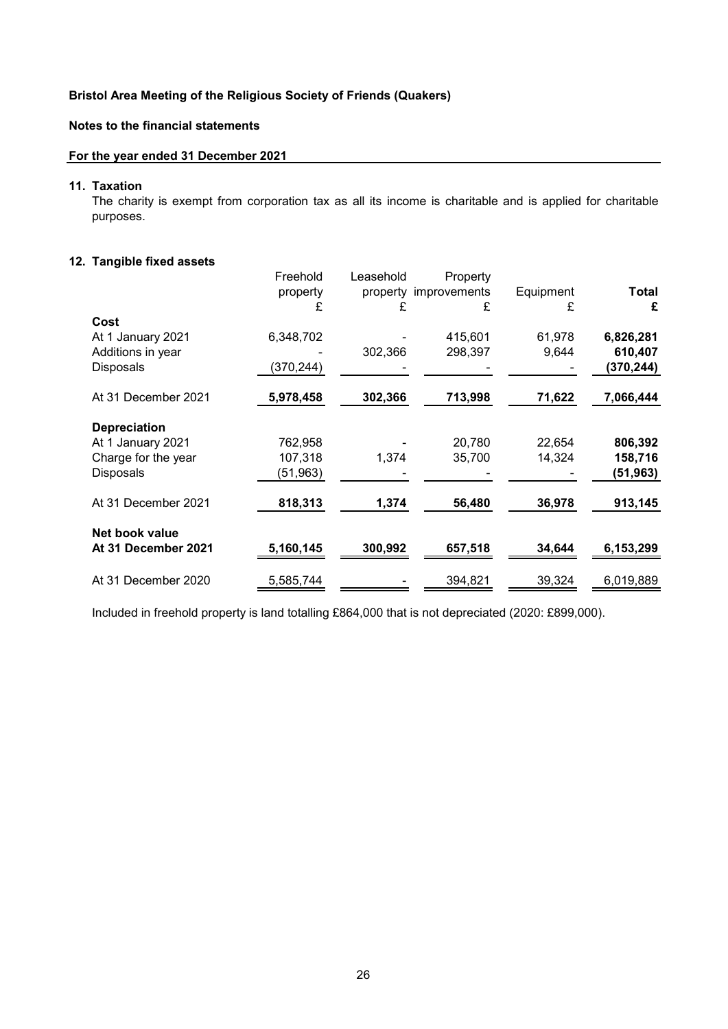**Bristol Area Meeting of the Religious Society of Friends (Quakers)**

**Notes to the financial statements**

**For the year ended 31 December 2021**

## 11. Taxation

The charity is exempt from corporation tax as all its income is charitable and is applied for charitable purposes.

## 12. Tangible fixed assets

| | Freehold property | Leasehold property | Property improvements | Equipment | **Total** |
|---|---|---|---|---|---|
| | £ | £ | £ | £ | **£** |
| **Cost** | | | | | |
| At 1 January 2021 | 6,348,702 | - | 415,601 | 61,978 | **6,826,281** |
| Additions in year | - | 302,366 | 298,397 | 9,644 | **610,407** |
| Disposals | (370,244) | - | - | - | **(370,244)** |
| At 31 December 2021 | **5,978,458** | **302,366** | **713,998** | **71,622** | **7,066,444** |
| **Depreciation** | | | | | |
| At 1 January 2021 | 762,958 | - | 20,780 | 22,654 | **806,392** |
| Charge for the year | 107,318 | 1,374 | 35,700 | 14,324 | **158,716** |
| Disposals | (51,963) | - | - | - | **(51,963)** |
| At 31 December 2021 | **818,313** | **1,374** | **56,480** | **36,978** | **913,145** |
| **Net book value** | | | | | |
| **At 31 December 2021** | **5,160,145** | **300,992** | **657,518** | **34,644** | **6,153,299** |
| At 31 December 2020 | 5,585,744 | - | 394,821 | 39,324 | 6,019,889 |

Included in freehold property is land totalling £864,000 that is not depreciated (2020: £899,000).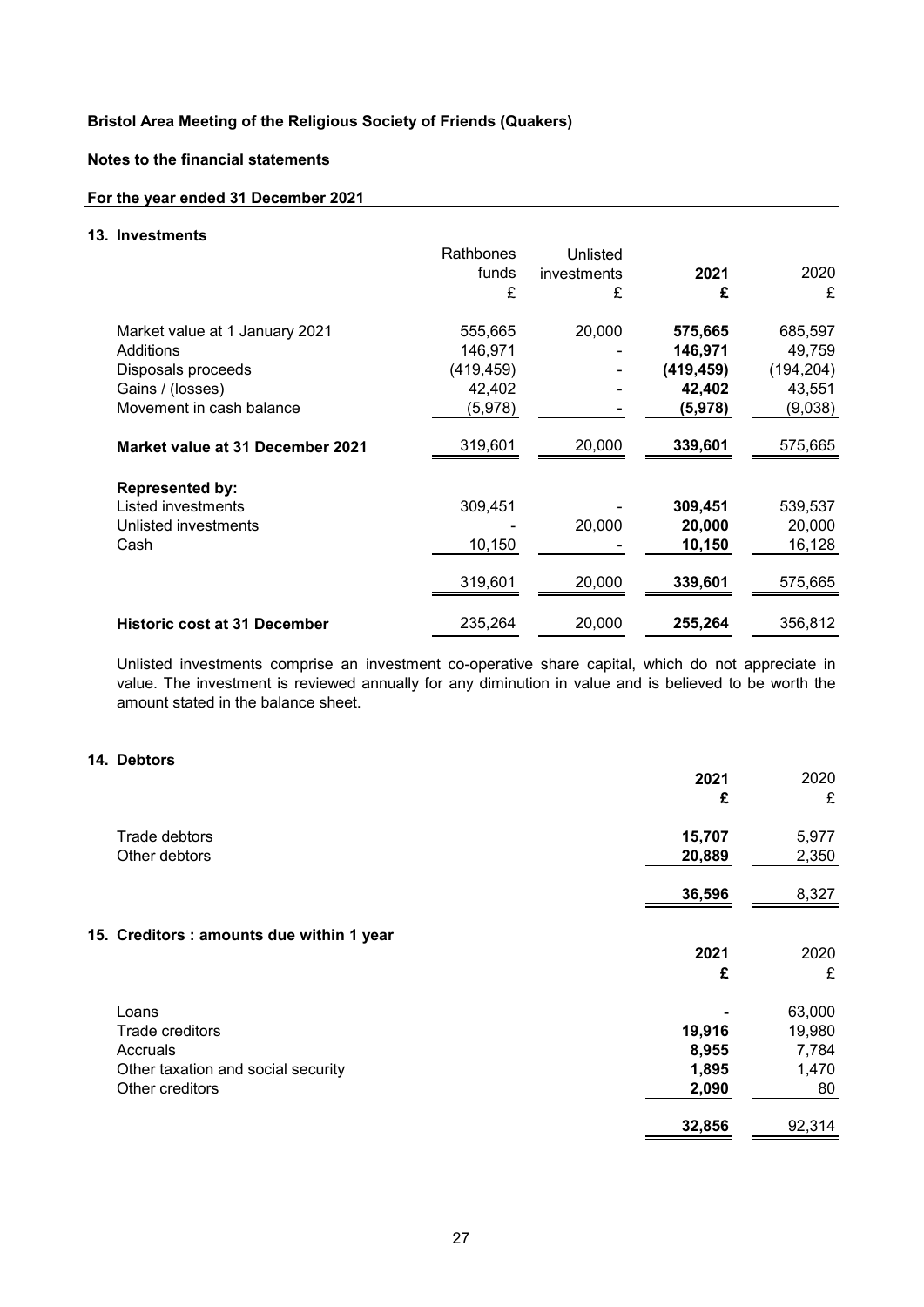**Bristol Area Meeting of the Religious Society of Friends (Quakers)**

**Notes to the financial statements**

**For the year ended 31 December 2021**

## 13. Investments

| | Rathbones funds £ | Unlisted investments £ | **2021 £** | 2020 £ |
|---|---|---|---|---|
| Market value at 1 January 2021 | 555,665 | 20,000 | **575,665** | 685,597 |
| Additions | 146,971 | - | **146,971** | 49,759 |
| Disposals proceeds | (419,459) | - | **(419,459)** | (194,204) |
| Gains / (losses) | 42,402 | - | **42,402** | 43,551 |
| Movement in cash balance | (5,978) | - | **(5,978)** | (9,038) |
| **Market value at 31 December 2021** | 319,601 | 20,000 | **339,601** | 575,665 |
| **Represented by:** | | | | |
| Listed investments | 309,451 | - | **309,451** | 539,537 |
| Unlisted investments | - | 20,000 | **20,000** | 20,000 |
| Cash | 10,150 | - | **10,150** | 16,128 |
| | 319,601 | 20,000 | **339,601** | 575,665 |
| **Historic cost at 31 December** | 235,264 | 20,000 | **255,264** | 356,812 |

Unlisted investments comprise an investment co-operative share capital, which do not appreciate in value. The investment is reviewed annually for any diminution in value and is believed to be worth the amount stated in the balance sheet.

## 14. Debtors

| | **2021 £** | 2020 £ |
|---|---|---|
| Trade debtors | **15,707** | 5,977 |
| Other debtors | **20,889** | 2,350 |
| | **36,596** | 8,327 |

## 15. Creditors : amounts due within 1 year

| | **2021 £** | 2020 £ |
|---|---|---|
| Loans | **-** | 63,000 |
| Trade creditors | **19,916** | 19,980 |
| Accruals | **8,955** | 7,784 |
| Other taxation and social security | **1,895** | 1,470 |
| Other creditors | **2,090** | 80 |
| | **32,856** | 92,314 |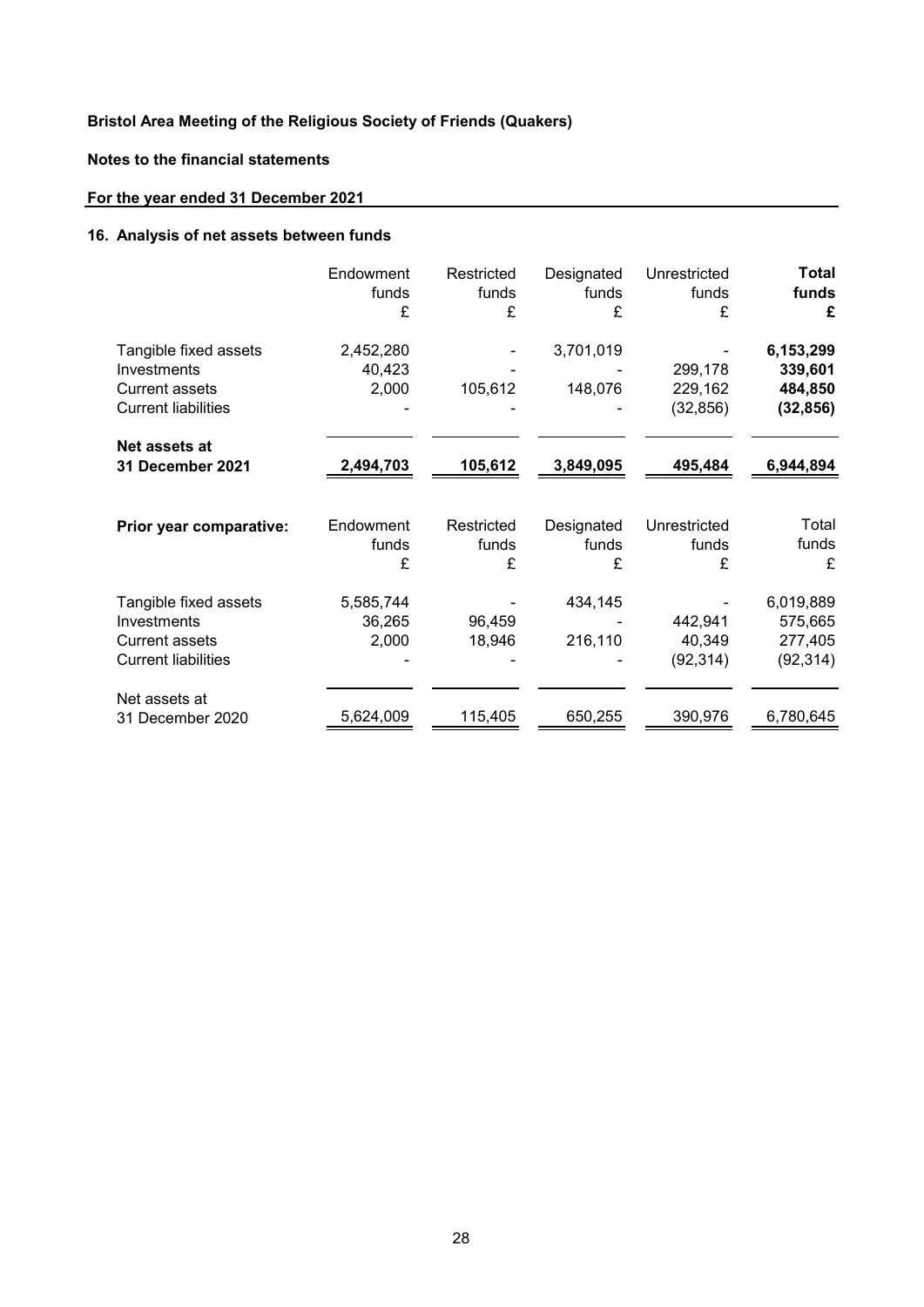**Bristol Area Meeting of the Religious Society of Friends (Quakers)**

**Notes to the financial statements**

**For the year ended 31 December 2021**

## 16. Analysis of net assets between funds

| | Endowment funds £ | Restricted funds £ | Designated funds £ | Unrestricted funds £ | **Total funds £** |
|---|---|---|---|---|---|
| Tangible fixed assets | 2,452,280 | - | 3,701,019 | - | **6,153,299** |
| Investments | 40,423 | - | - | 299,178 | **339,601** |
| Current assets | 2,000 | 105,612 | 148,076 | 229,162 | **484,850** |
| Current liabilities | - | - | - | (32,856) | **(32,856)** |
| **Net assets at 31 December 2021** | **2,494,703** | **105,612** | **3,849,095** | **495,484** | **6,944,894** |

| **Prior year comparative:** | Endowment funds £ | Restricted funds £ | Designated funds £ | Unrestricted funds £ | Total funds £ |
|---|---|---|---|---|---|
| Tangible fixed assets | 5,585,744 | - | 434,145 | - | 6,019,889 |
| Investments | 36,265 | 96,459 | - | 442,941 | 575,665 |
| Current assets | 2,000 | 18,946 | 216,110 | 40,349 | 277,405 |
| Current liabilities | - | - | - | (92,314) | (92,314) |
| Net assets at 31 December 2020 | 5,624,009 | 115,405 | 650,255 | 390,976 | 6,780,645 |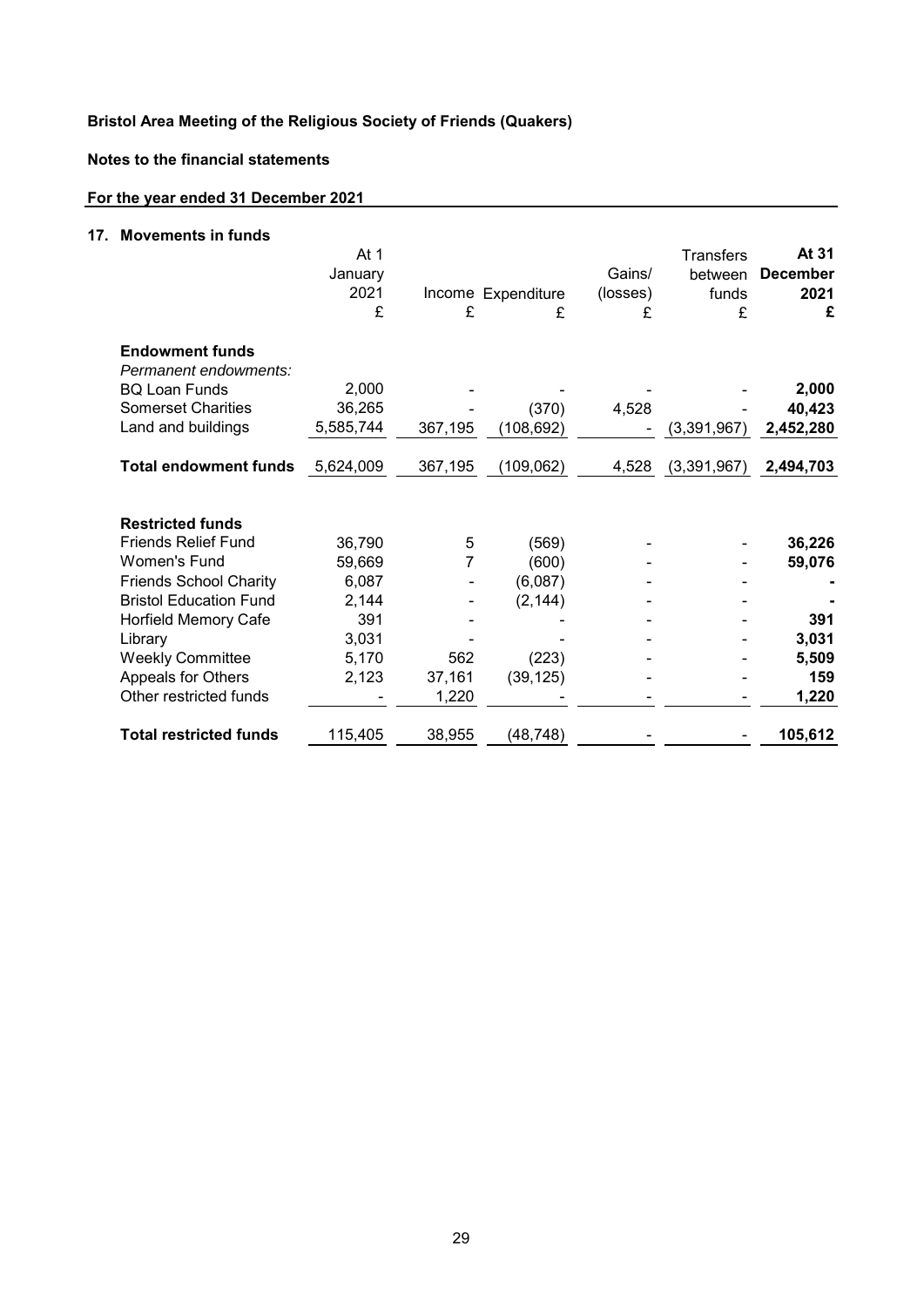**Bristol Area Meeting of the Religious Society of Friends (Quakers)**

**Notes to the financial statements**

**For the year ended 31 December 2021**

## 17. Movements in funds

| | At 1 January 2021 £ | Income £ | Expenditure £ | Gains/ (losses) £ | Transfers between funds £ | **At 31 December 2021 £** |
|---|---|---|---|---|---|---|
| **Endowment funds** | | | | | | |
| *Permanent endowments:* | | | | | | |
| BQ Loan Funds | 2,000 | - | - | - | - | **2,000** |
| Somerset Charities | 36,265 | - | (370) | 4,528 | - | **40,423** |
| Land and buildings | 5,585,744 | 367,195 | (108,692) | - | (3,391,967) | **2,452,280** |
| **Total endowment funds** | 5,624,009 | 367,195 | (109,062) | 4,528 | (3,391,967) | **2,494,703** |
| | | | | | | |
| **Restricted funds** | | | | | | |
| Friends Relief Fund | 36,790 | 5 | (569) | - | - | **36,226** |
| Women's Fund | 59,669 | 7 | (600) | - | - | **59,076** |
| Friends School Charity | 6,087 | - | (6,087) | - | - | **-** |
| Bristol Education Fund | 2,144 | - | (2,144) | - | - | **-** |
| Horfield Memory Cafe | 391 | - | - | - | - | **391** |
| Library | 3,031 | - | - | - | - | **3,031** |
| Weekly Committee | 5,170 | 562 | (223) | - | - | **5,509** |
| Appeals for Others | 2,123 | 37,161 | (39,125) | - | - | **159** |
| Other restricted funds | - | 1,220 | - | - | - | **1,220** |
| **Total restricted funds** | 115,405 | 38,955 | (48,748) | - | - | **105,612** |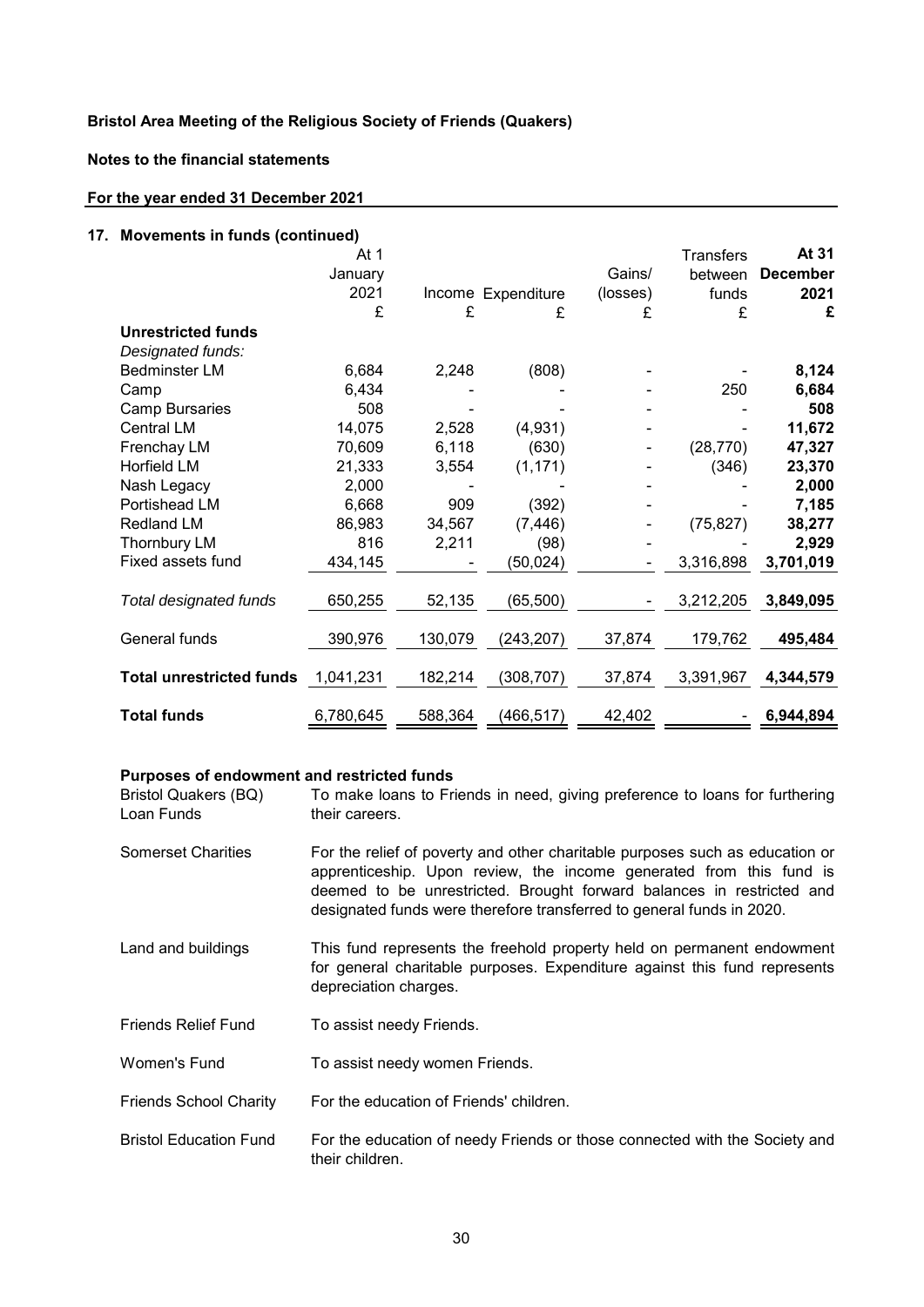**Bristol Area Meeting of the Religious Society of Friends (Quakers)**

**Notes to the financial statements**

**For the year ended 31 December 2021**

## 17. Movements in funds (continued)

| | At 1 January 2021 £ | Income £ | Expenditure £ | Gains/ (losses) £ | Transfers between funds £ | **At 31 December 2021 £** |
|---|---|---|---|---|---|---|
| **Unrestricted funds** | | | | | | |
| *Designated funds:* | | | | | | |
| Bedminster LM | 6,684 | 2,248 | (808) | - | - | **8,124** |
| Camp | 6,434 | - | - | - | 250 | **6,684** |
| Camp Bursaries | 508 | - | - | - | - | **508** |
| Central LM | 14,075 | 2,528 | (4,931) | - | - | **11,672** |
| Frenchay LM | 70,609 | 6,118 | (630) | - | (28,770) | **47,327** |
| Horfield LM | 21,333 | 3,554 | (1,171) | - | (346) | **23,370** |
| Nash Legacy | 2,000 | - | - | - | - | **2,000** |
| Portishead LM | 6,668 | 909 | (392) | - | - | **7,185** |
| Redland LM | 86,983 | 34,567 | (7,446) | - | (75,827) | **38,277** |
| Thornbury LM | 816 | 2,211 | (98) | - | - | **2,929** |
| Fixed assets fund | 434,145 | - | (50,024) | - | 3,316,898 | **3,701,019** |
| *Total designated funds* | 650,255 | 52,135 | (65,500) | - | 3,212,205 | **3,849,095** |
| General funds | 390,976 | 130,079 | (243,207) | 37,874 | 179,762 | **495,484** |
| **Total unrestricted funds** | 1,041,231 | 182,214 | (308,707) | 37,874 | 3,391,967 | **4,344,579** |
| **Total funds** | 6,780,645 | 588,364 | (466,517) | 42,402 | - | **6,944,894** |

### Purposes of endowment and restricted funds

| | |
|---|---|
| Bristol Quakers (BQ) Loan Funds | To make loans to Friends in need, giving preference to loans for furthering their careers. |
| Somerset Charities | For the relief of poverty and other charitable purposes such as education or apprenticeship. Upon review, the income generated from this fund is deemed to be unrestricted. Brought forward balances in restricted and designated funds were therefore transferred to general funds in 2020. |
| Land and buildings | This fund represents the freehold property held on permanent endowment for general charitable purposes. Expenditure against this fund represents depreciation charges. |
| Friends Relief Fund | To assist needy Friends. |
| Women's Fund | To assist needy women Friends. |
| Friends School Charity | For the education of Friends' children. |
| Bristol Education Fund | For the education of needy Friends or those connected with the Society and their children. |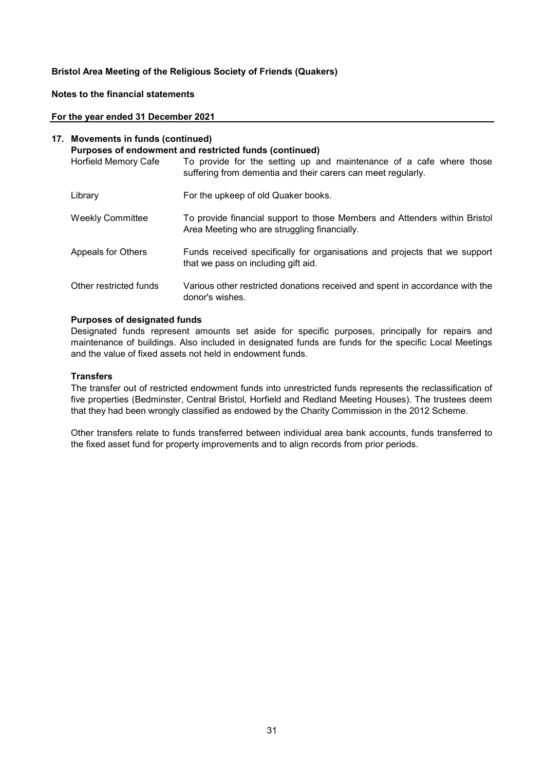## 17. Movements in funds (continued)

### Purposes of endowment and restricted funds (continued)

| | |
|---|---|
| Horfield Memory Cafe | To provide for the setting up and maintenance of a cafe where those suffering from dementia and their carers can meet regularly. |
| Library | For the upkeep of old Quaker books. |
| Weekly Committee | To provide financial support to those Members and Attenders within Bristol Area Meeting who are struggling financially. |
| Appeals for Others | Funds received specifically for organisations and projects that we support that we pass on including gift aid. |
| Other restricted funds | Various other restricted donations received and spent in accordance with the donor's wishes. |

### Purposes of designated funds

Designated funds represent amounts set aside for specific purposes, principally for repairs and maintenance of buildings. Also included in designated funds are funds for the specific Local Meetings and the value of fixed assets not held in endowment funds.

### Transfers

The transfer out of restricted endowment funds into unrestricted funds represents the reclassification of five properties (Bedminster, Central Bristol, Horfield and Redland Meeting Houses). The trustees deem that they had been wrongly classified as endowed by the Charity Commission in the 2012 Scheme.

Other transfers relate to funds transferred between individual area bank accounts, funds transferred to the fixed asset fund for property improvements and to align records from prior periods.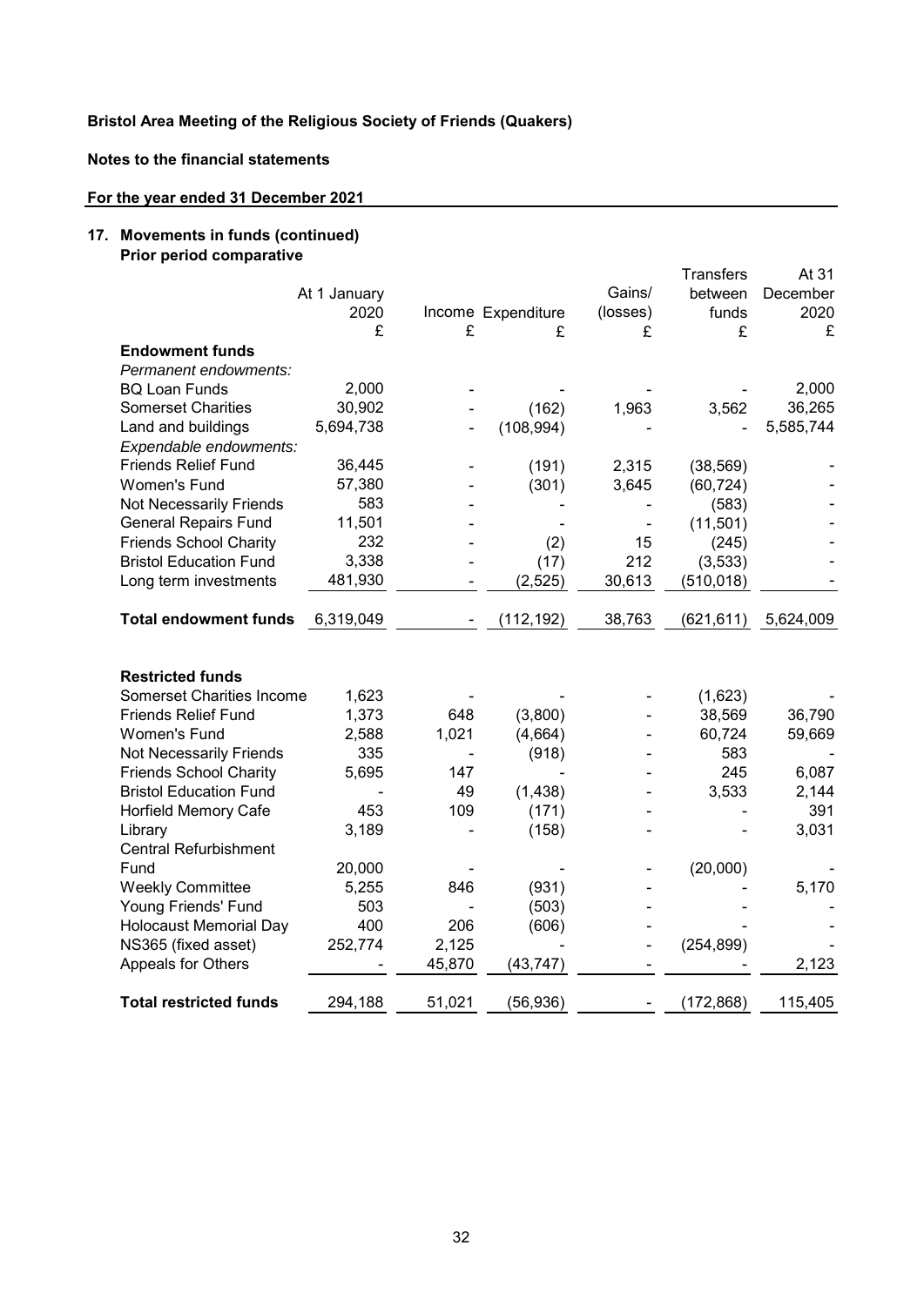**Bristol Area Meeting of the Religious Society of Friends (Quakers)**

**Notes to the financial statements**

**For the year ended 31 December 2021**

## 17. Movements in funds (continued)

**Prior period comparative**

| | At 1 January 2020 £ | Income £ | Expenditure £ | Gains/ (losses) £ | Transfers between funds £ | At 31 December 2020 £ |
|---|---|---|---|---|---|---|
| **Endowment funds** | | | | | | |
| *Permanent endowments:* | | | | | | |
| BQ Loan Funds | 2,000 | - | - | - | - | 2,000 |
| Somerset Charities | 30,902 | - | (162) | 1,963 | 3,562 | 36,265 |
| Land and buildings | 5,694,738 | - | (108,994) | - | - | 5,585,744 |
| *Expendable endowments:* | | | | | | |
| Friends Relief Fund | 36,445 | - | (191) | 2,315 | (38,569) | - |
| Women's Fund | 57,380 | - | (301) | 3,645 | (60,724) | - |
| Not Necessarily Friends | 583 | - | - | - | (583) | - |
| General Repairs Fund | 11,501 | - | - | - | (11,501) | - |
| Friends School Charity | 232 | - | (2) | 15 | (245) | - |
| Bristol Education Fund | 3,338 | - | (17) | 212 | (3,533) | - |
| Long term investments | 481,930 | - | (2,525) | 30,613 | (510,018) | - |
| **Total endowment funds** | 6,319,049 | - | (112,192) | 38,763 | (621,611) | 5,624,009 |
| | | | | | | |
| **Restricted funds** | | | | | | |
| Somerset Charities Income | 1,623 | - | - | - | (1,623) | - |
| Friends Relief Fund | 1,373 | 648 | (3,800) | - | 38,569 | 36,790 |
| Women's Fund | 2,588 | 1,021 | (4,664) | - | 60,724 | 59,669 |
| Not Necessarily Friends | 335 | - | (918) | - | 583 | - |
| Friends School Charity | 5,695 | 147 | - | - | 245 | 6,087 |
| Bristol Education Fund | - | 49 | (1,438) | - | 3,533 | 2,144 |
| Horfield Memory Cafe | 453 | 109 | (171) | - | - | 391 |
| Library | 3,189 | - | (158) | - | - | 3,031 |
| Central Refurbishment Fund | 20,000 | - | - | - | (20,000) | - |
| Weekly Committee | 5,255 | 846 | (931) | - | - | 5,170 |
| Young Friends' Fund | 503 | - | (503) | - | - | - |
| Holocaust Memorial Day | 400 | 206 | (606) | - | - | - |
| NS365 (fixed asset) | 252,774 | 2,125 | - | - | (254,899) | - |
| Appeals for Others | - | 45,870 | (43,747) | - | - | 2,123 |
| **Total restricted funds** | 294,188 | 51,021 | (56,936) | - | (172,868) | 115,405 |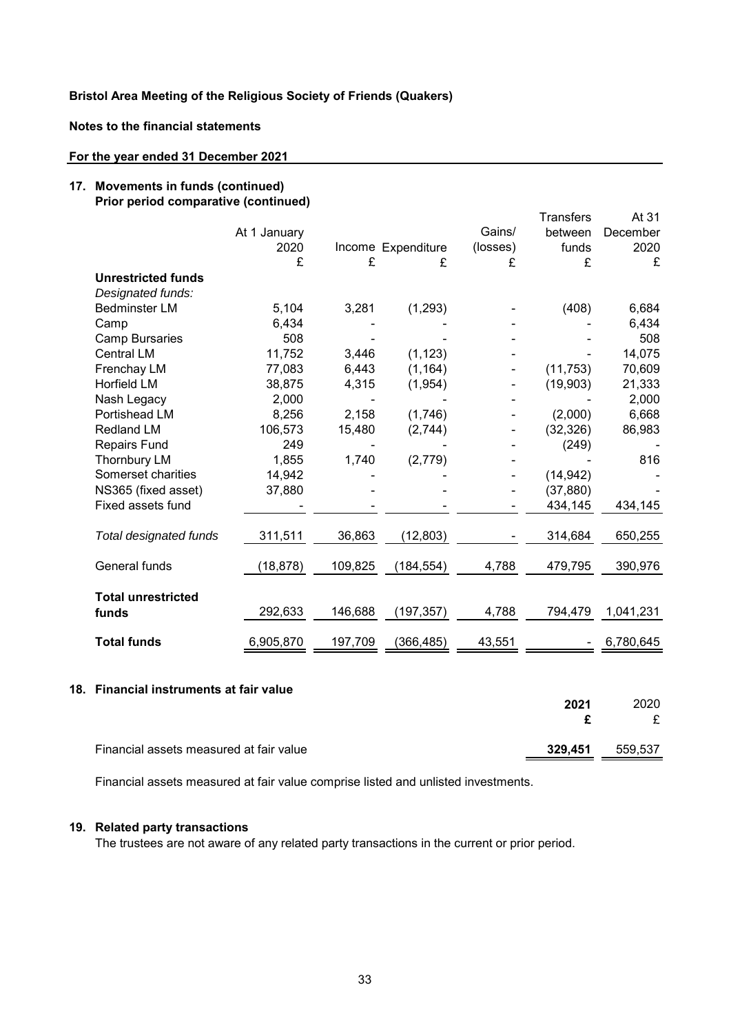**Bristol Area Meeting of the Religious Society of Friends (Quakers)**

**Notes to the financial statements**

**For the year ended 31 December 2021**

## 17. Movements in funds (continued)

**Prior period comparative (continued)**

| | At 1 January 2020 £ | Income £ | Expenditure £ | Gains/ (losses) £ | Transfers between funds £ | At 31 December 2020 £ |
|---|---|---|---|---|---|---|
| **Unrestricted funds** | | | | | | |
| *Designated funds:* | | | | | | |
| Bedminster LM | 5,104 | 3,281 | (1,293) | - | (408) | 6,684 |
| Camp | 6,434 | - | - | - | - | 6,434 |
| Camp Bursaries | 508 | - | - | - | - | 508 |
| Central LM | 11,752 | 3,446 | (1,123) | - | - | 14,075 |
| Frenchay LM | 77,083 | 6,443 | (1,164) | - | (11,753) | 70,609 |
| Horfield LM | 38,875 | 4,315 | (1,954) | - | (19,903) | 21,333 |
| Nash Legacy | 2,000 | - | - | - | - | 2,000 |
| Portishead LM | 8,256 | 2,158 | (1,746) | - | (2,000) | 6,668 |
| Redland LM | 106,573 | 15,480 | (2,744) | - | (32,326) | 86,983 |
| Repairs Fund | 249 | - | - | - | (249) | - |
| Thornbury LM | 1,855 | 1,740 | (2,779) | - | - | 816 |
| Somerset charities | 14,942 | - | - | - | (14,942) | - |
| NS365 (fixed asset) | 37,880 | - | - | - | (37,880) | - |
| Fixed assets fund | - | - | - | - | 434,145 | 434,145 |
| *Total designated funds* | 311,511 | 36,863 | (12,803) | - | 314,684 | 650,255 |
| General funds | (18,878) | 109,825 | (184,554) | 4,788 | 479,795 | 390,976 |
| **Total unrestricted funds** | 292,633 | 146,688 | (197,357) | 4,788 | 794,479 | 1,041,231 |
| **Total funds** | 6,905,870 | 197,709 | (366,485) | 43,551 | - | 6,780,645 |

## 18. Financial instruments at fair value

| | **2021** **£** | 2020 £ |
|---|---|---|
| Financial assets measured at fair value | **329,451** | 559,537 |

Financial assets measured at fair value comprise listed and unlisted investments.

## 19. Related party transactions

The trustees are not aware of any related party transactions in the current or prior period.